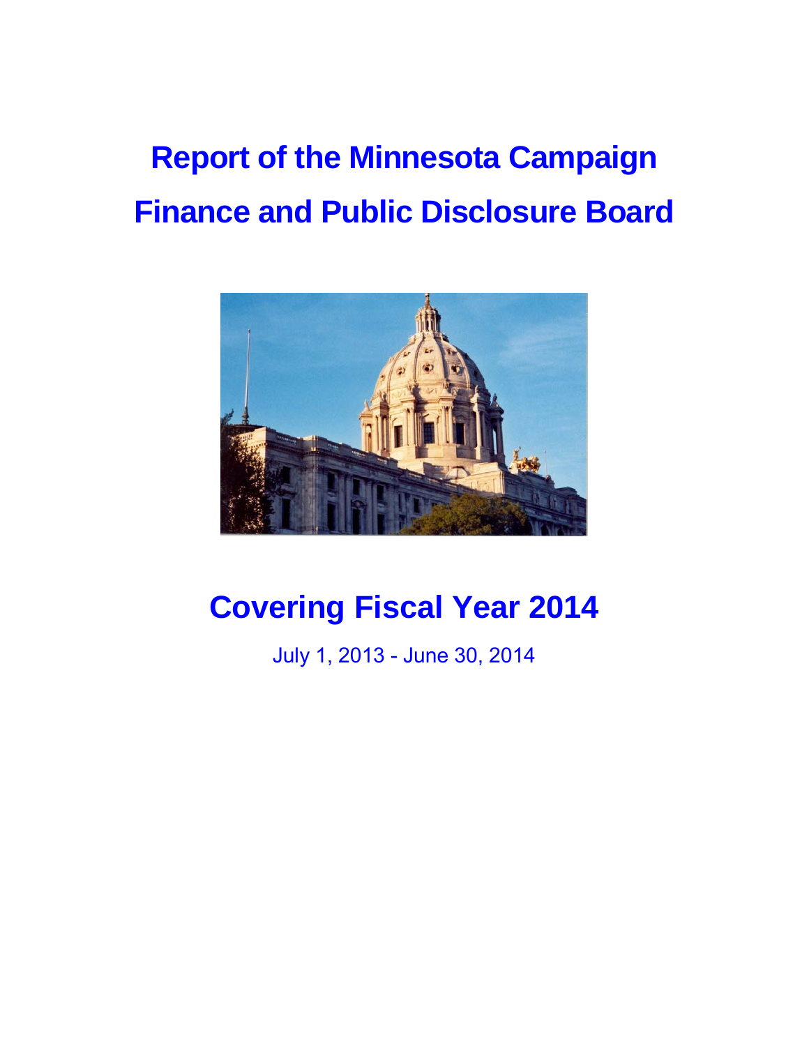# Report of the Minnesota Campaign Finance and Public Disclosure Board

## Covering Fiscal Year 2014

July 1, 2013 - June 30, 2014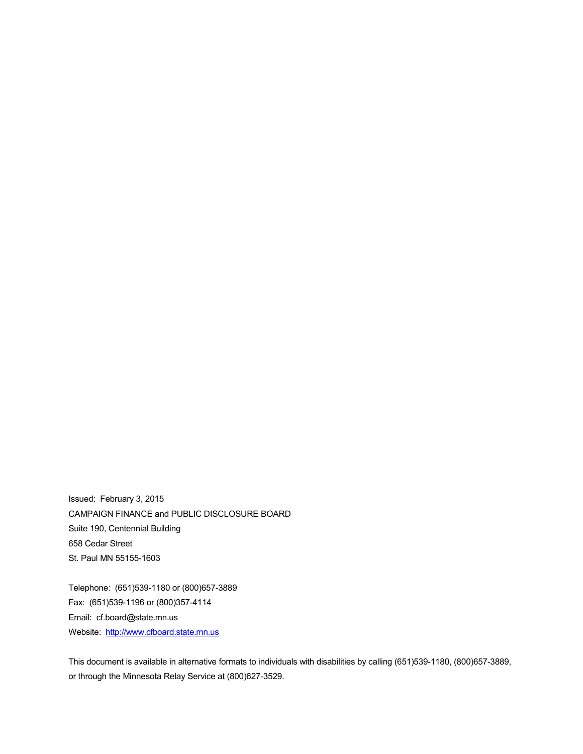Issued: February 3, 2015

CAMPAIGN FINANCE and PUBLIC DISCLOSURE BOARD

Suite 190, Centennial Building

658 Cedar Street

St. Paul MN 55155-1603

Telephone: (651)539-1180 or (800)657-3889

Fax: (651)539-1196 or (800)357-4114

Email: cf.board@state.mn.us

Website: [http://www.cfboard.state.mn.us](http://www.cfboard.state.mn.us)

This document is available in alternative formats to individuals with disabilities by calling (651)539-1180, (800)657-3889, or through the Minnesota Relay Service at (800)627-3529.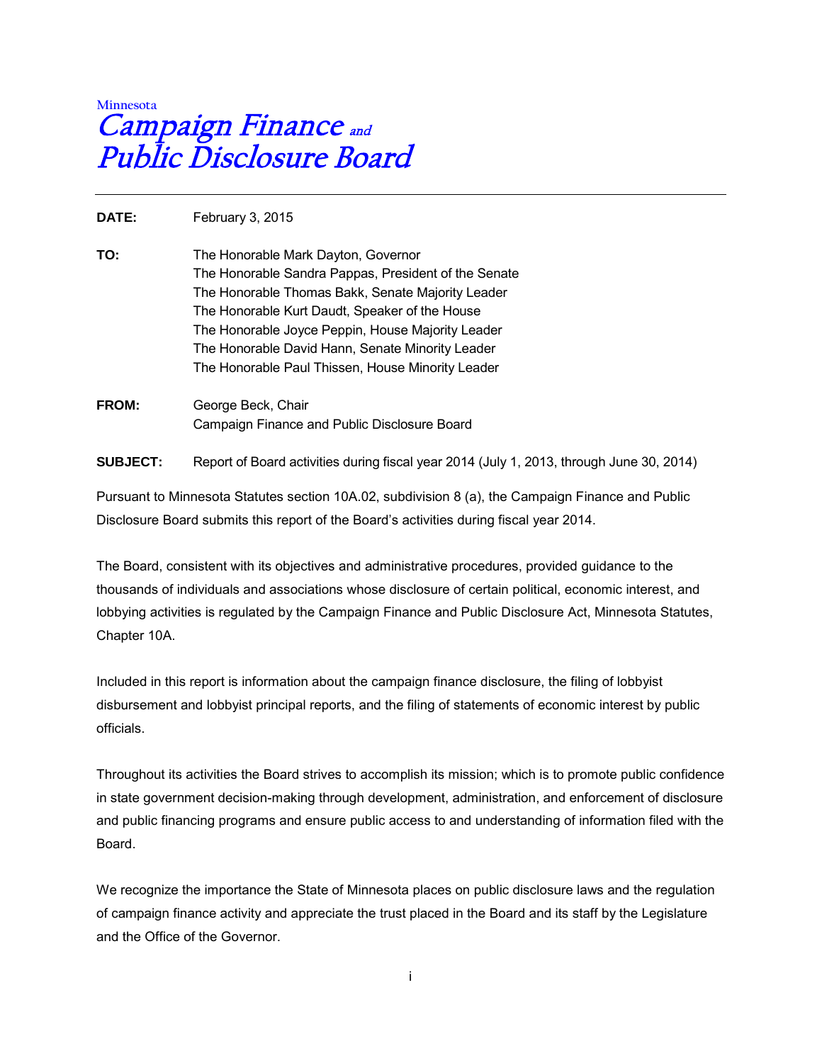Minnesota

# *Campaign Finance and Public Disclosure Board*

---

**DATE:** February 3, 2015

**TO:** The Honorable Mark Dayton, Governor
The Honorable Sandra Pappas, President of the Senate
The Honorable Thomas Bakk, Senate Majority Leader
The Honorable Kurt Daudt, Speaker of the House
The Honorable Joyce Peppin, House Majority Leader
The Honorable David Hann, Senate Minority Leader
The Honorable Paul Thissen, House Minority Leader

**FROM:** George Beck, Chair
Campaign Finance and Public Disclosure Board

**SUBJECT:** Report of Board activities during fiscal year 2014 (July 1, 2013, through June 30, 2014)

Pursuant to Minnesota Statutes section 10A.02, subdivision 8 (a), the Campaign Finance and Public Disclosure Board submits this report of the Board's activities during fiscal year 2014.

The Board, consistent with its objectives and administrative procedures, provided guidance to the thousands of individuals and associations whose disclosure of certain political, economic interest, and lobbying activities is regulated by the Campaign Finance and Public Disclosure Act, Minnesota Statutes, Chapter 10A.

Included in this report is information about the campaign finance disclosure, the filing of lobbyist disbursement and lobbyist principal reports, and the filing of statements of economic interest by public officials.

Throughout its activities the Board strives to accomplish its mission; which is to promote public confidence in state government decision-making through development, administration, and enforcement of disclosure and public financing programs and ensure public access to and understanding of information filed with the Board.

We recognize the importance the State of Minnesota places on public disclosure laws and the regulation of campaign finance activity and appreciate the trust placed in the Board and its staff by the Legislature and the Office of the Governor.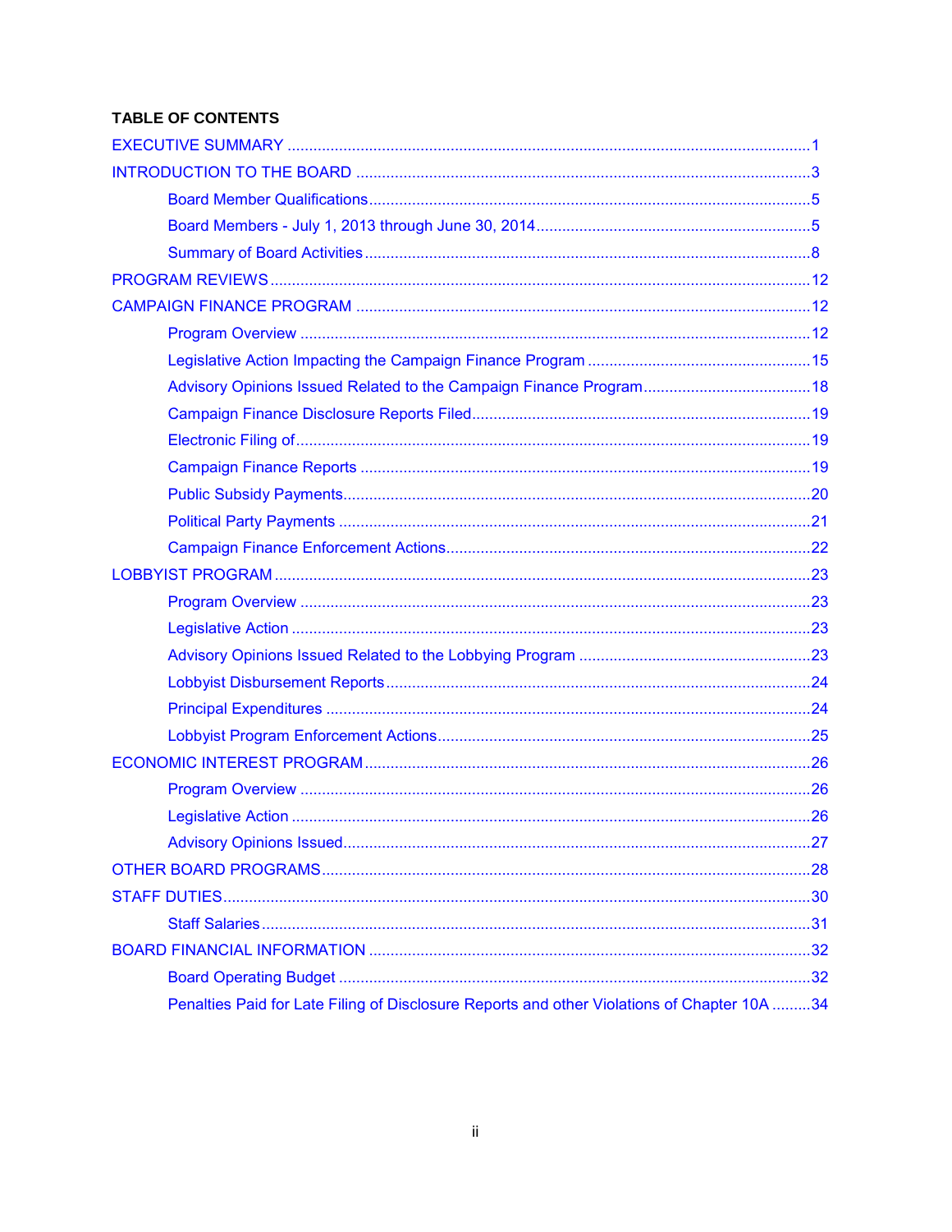## TABLE OF CONTENTS

EXECUTIVE SUMMARY ........................................................................................................ 1

INTRODUCTION TO THE BOARD ........................................................................................ 3

- Board Member Qualifications ........................................................................................ 5
- Board Members - July 1, 2013 through June 30, 2014 ................................................ 5
- Summary of Board Activities ........................................................................................ 8

PROGRAM REVIEWS ........................................................................................................ 12

CAMPAIGN FINANCE PROGRAM ..................................................................................... 12

- Program Overview ...................................................................................................... 12
- Legislative Action Impacting the Campaign Finance Program .................................. 15
- Advisory Opinions Issued Related to the Campaign Finance Program ...................... 18
- Campaign Finance Disclosure Reports Filed .............................................................. 19
- Electronic Filing of ...................................................................................................... 19
- Campaign Finance Reports ........................................................................................ 19
- Public Subsidy Payments ............................................................................................ 20
- Political Party Payments ............................................................................................ 21
- Campaign Finance Enforcement Actions .................................................................... 22

LOBBYIST PROGRAM ...................................................................................................... 23

- Program Overview ...................................................................................................... 23
- Legislative Action ........................................................................................................ 23
- Advisory Opinions Issued Related to the Lobbying Program ...................................... 23
- Lobbyist Disbursement Reports .................................................................................. 24
- Principal Expenditures ................................................................................................ 24
- Lobbyist Program Enforcement Actions ...................................................................... 25

ECONOMIC INTEREST PROGRAM .................................................................................. 26

- Program Overview ...................................................................................................... 26
- Legislative Action ........................................................................................................ 26
- Advisory Opinions Issued ............................................................................................ 27

OTHER BOARD PROGRAMS ............................................................................................ 28

STAFF DUTIES .................................................................................................................. 30

- Staff Salaries .............................................................................................................. 31

BOARD FINANCIAL INFORMATION ................................................................................ 32

- Board Operating Budget ............................................................................................ 32
- Penalties Paid for Late Filing of Disclosure Reports and other Violations of Chapter 10A ......... 34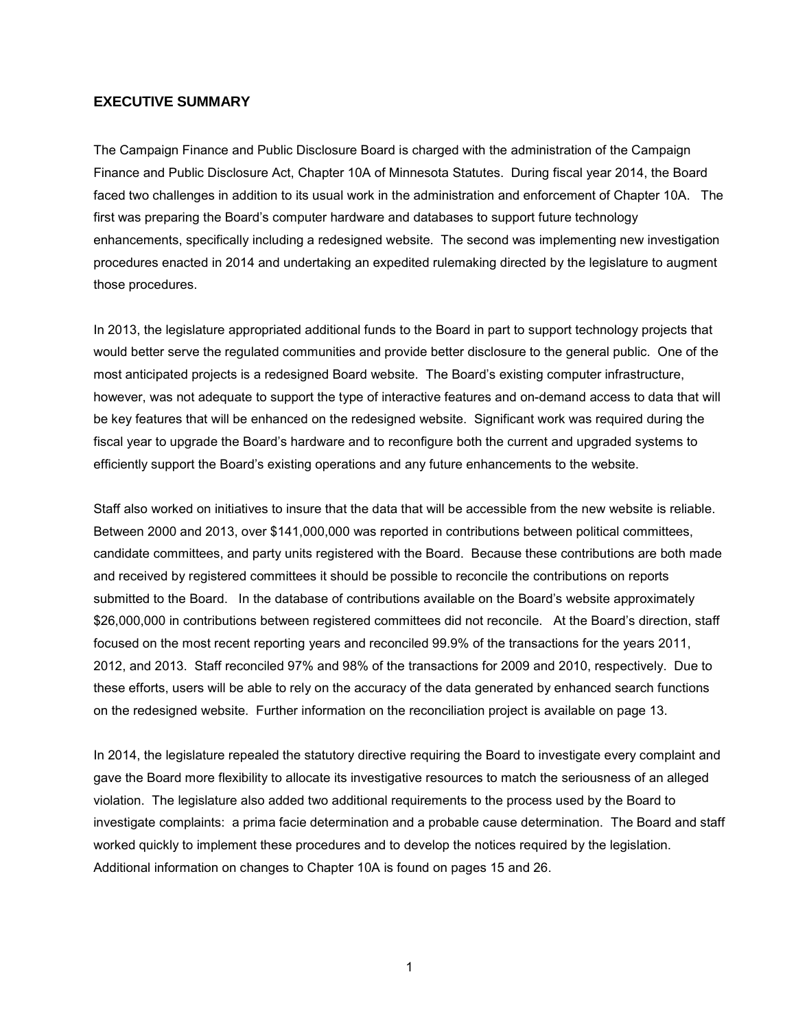## EXECUTIVE SUMMARY

The Campaign Finance and Public Disclosure Board is charged with the administration of the Campaign Finance and Public Disclosure Act, Chapter 10A of Minnesota Statutes. During fiscal year 2014, the Board faced two challenges in addition to its usual work in the administration and enforcement of Chapter 10A. The first was preparing the Board's computer hardware and databases to support future technology enhancements, specifically including a redesigned website. The second was implementing new investigation procedures enacted in 2014 and undertaking an expedited rulemaking directed by the legislature to augment those procedures.

In 2013, the legislature appropriated additional funds to the Board in part to support technology projects that would better serve the regulated communities and provide better disclosure to the general public. One of the most anticipated projects is a redesigned Board website. The Board's existing computer infrastructure, however, was not adequate to support the type of interactive features and on-demand access to data that will be key features that will be enhanced on the redesigned website. Significant work was required during the fiscal year to upgrade the Board's hardware and to reconfigure both the current and upgraded systems to efficiently support the Board's existing operations and any future enhancements to the website.

Staff also worked on initiatives to insure that the data that will be accessible from the new website is reliable. Between 2000 and 2013, over $141,000,000 was reported in contributions between political committees, candidate committees, and party units registered with the Board. Because these contributions are both made and received by registered committees it should be possible to reconcile the contributions on reports submitted to the Board. In the database of contributions available on the Board's website approximately $26,000,000 in contributions between registered committees did not reconcile. At the Board's direction, staff focused on the most recent reporting years and reconciled 99.9% of the transactions for the years 2011, 2012, and 2013. Staff reconciled 97% and 98% of the transactions for 2009 and 2010, respectively. Due to these efforts, users will be able to rely on the accuracy of the data generated by enhanced search functions on the redesigned website. Further information on the reconciliation project is available on page 13.

In 2014, the legislature repealed the statutory directive requiring the Board to investigate every complaint and gave the Board more flexibility to allocate its investigative resources to match the seriousness of an alleged violation. The legislature also added two additional requirements to the process used by the Board to investigate complaints: a prima facie determination and a probable cause determination. The Board and staff worked quickly to implement these procedures and to develop the notices required by the legislation. Additional information on changes to Chapter 10A is found on pages 15 and 26.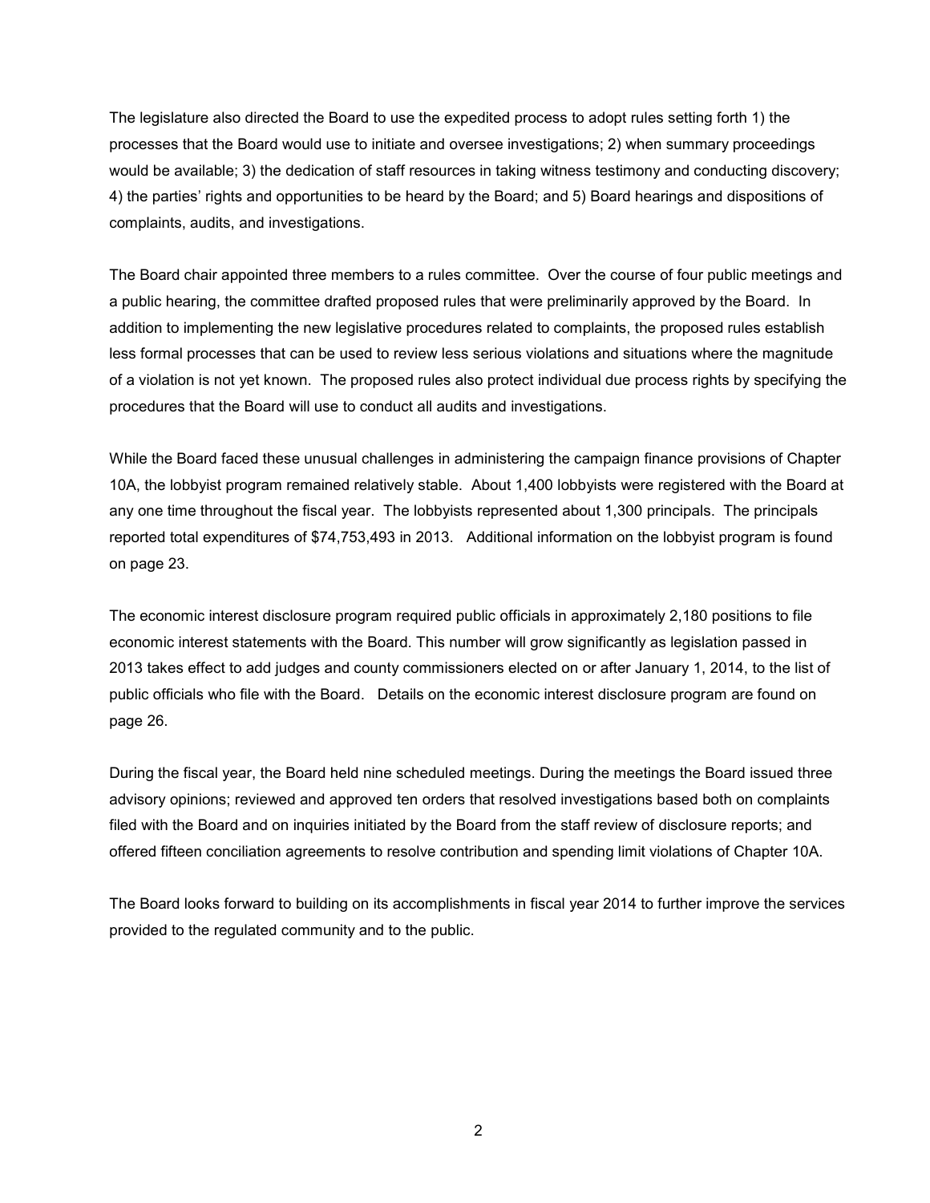The legislature also directed the Board to use the expedited process to adopt rules setting forth 1) the processes that the Board would use to initiate and oversee investigations; 2) when summary proceedings would be available; 3) the dedication of staff resources in taking witness testimony and conducting discovery; 4) the parties' rights and opportunities to be heard by the Board; and 5) Board hearings and dispositions of complaints, audits, and investigations.

The Board chair appointed three members to a rules committee. Over the course of four public meetings and a public hearing, the committee drafted proposed rules that were preliminarily approved by the Board. In addition to implementing the new legislative procedures related to complaints, the proposed rules establish less formal processes that can be used to review less serious violations and situations where the magnitude of a violation is not yet known. The proposed rules also protect individual due process rights by specifying the procedures that the Board will use to conduct all audits and investigations.

While the Board faced these unusual challenges in administering the campaign finance provisions of Chapter 10A, the lobbyist program remained relatively stable. About 1,400 lobbyists were registered with the Board at any one time throughout the fiscal year. The lobbyists represented about 1,300 principals. The principals reported total expenditures of $74,753,493 in 2013. Additional information on the lobbyist program is found on page 23.

The economic interest disclosure program required public officials in approximately 2,180 positions to file economic interest statements with the Board. This number will grow significantly as legislation passed in 2013 takes effect to add judges and county commissioners elected on or after January 1, 2014, to the list of public officials who file with the Board. Details on the economic interest disclosure program are found on page 26.

During the fiscal year, the Board held nine scheduled meetings. During the meetings the Board issued three advisory opinions; reviewed and approved ten orders that resolved investigations based both on complaints filed with the Board and on inquiries initiated by the Board from the staff review of disclosure reports; and offered fifteen conciliation agreements to resolve contribution and spending limit violations of Chapter 10A.

The Board looks forward to building on its accomplishments in fiscal year 2014 to further improve the services provided to the regulated community and to the public.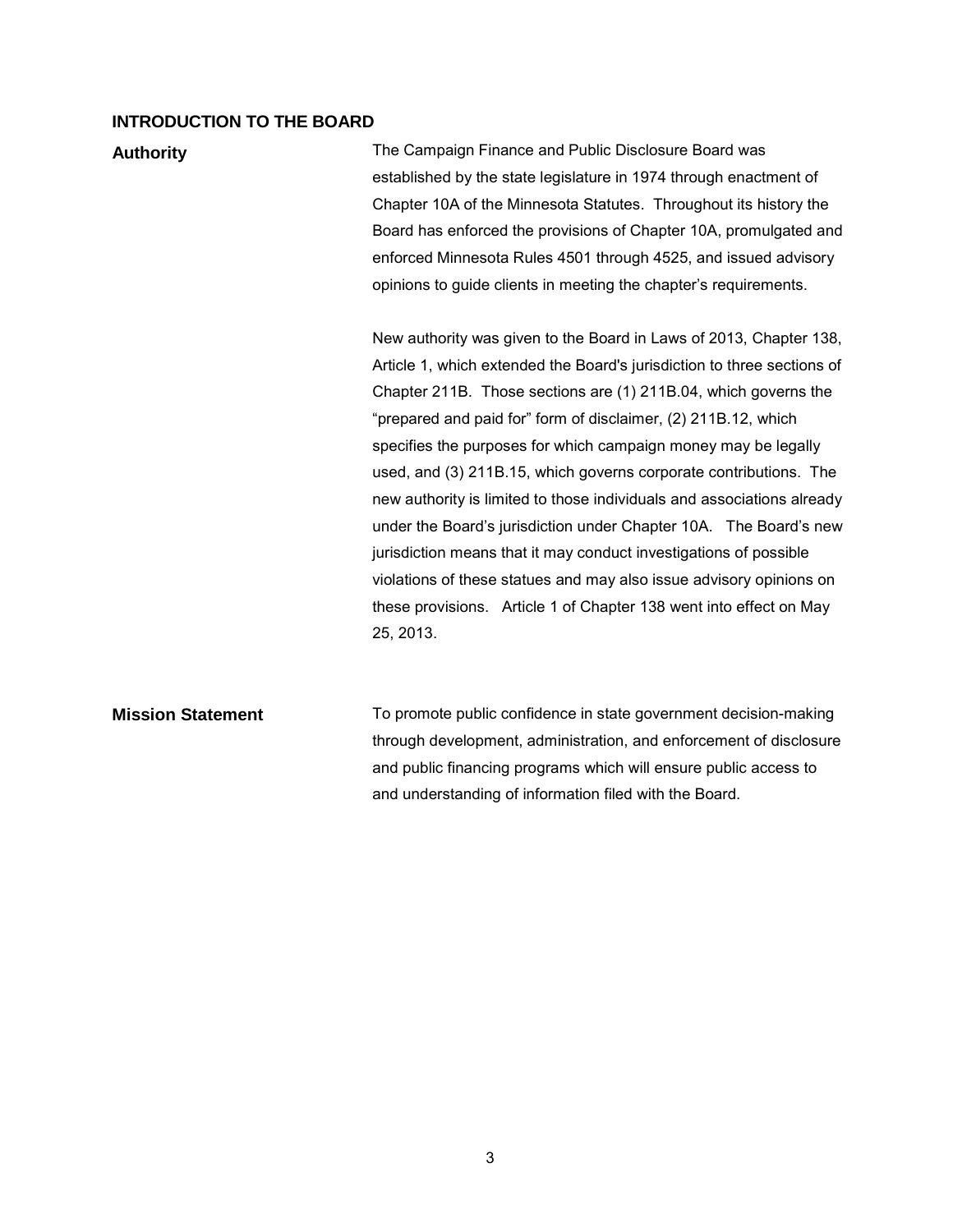## INTRODUCTION TO THE BOARD

### Authority

The Campaign Finance and Public Disclosure Board was established by the state legislature in 1974 through enactment of Chapter 10A of the Minnesota Statutes. Throughout its history the Board has enforced the provisions of Chapter 10A, promulgated and enforced Minnesota Rules 4501 through 4525, and issued advisory opinions to guide clients in meeting the chapter's requirements.

New authority was given to the Board in Laws of 2013, Chapter 138, Article 1, which extended the Board's jurisdiction to three sections of Chapter 211B. Those sections are (1) 211B.04, which governs the "prepared and paid for" form of disclaimer, (2) 211B.12, which specifies the purposes for which campaign money may be legally used, and (3) 211B.15, which governs corporate contributions. The new authority is limited to those individuals and associations already under the Board's jurisdiction under Chapter 10A. The Board's new jurisdiction means that it may conduct investigations of possible violations of these statues and may also issue advisory opinions on these provisions. Article 1 of Chapter 138 went into effect on May 25, 2013.

### Mission Statement

To promote public confidence in state government decision-making through development, administration, and enforcement of disclosure and public financing programs which will ensure public access to and understanding of information filed with the Board.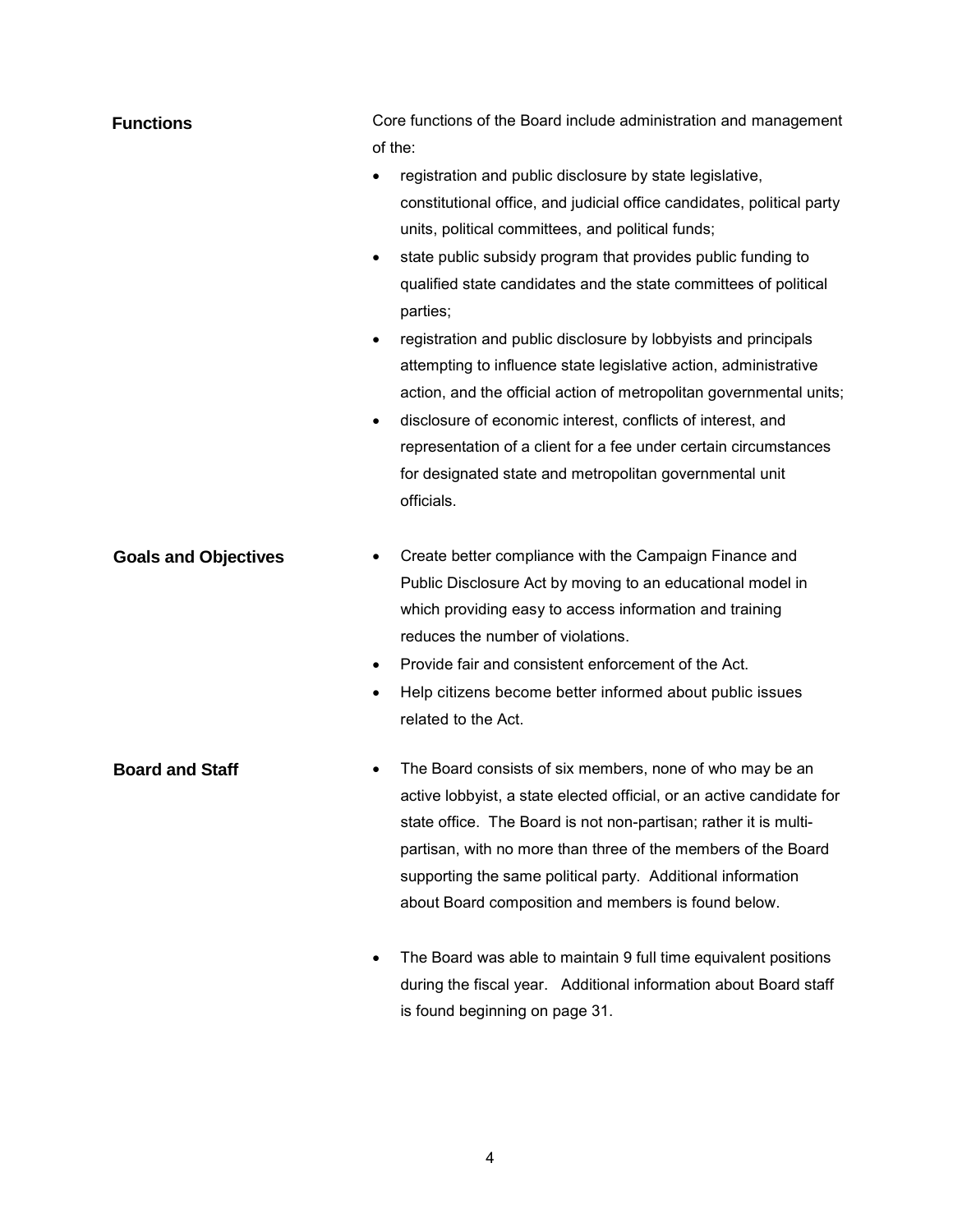## Functions

Core functions of the Board include administration and management of the:

- registration and public disclosure by state legislative, constitutional office, and judicial office candidates, political party units, political committees, and political funds;
- state public subsidy program that provides public funding to qualified state candidates and the state committees of political parties;
- registration and public disclosure by lobbyists and principals attempting to influence state legislative action, administrative action, and the official action of metropolitan governmental units;
- disclosure of economic interest, conflicts of interest, and representation of a client for a fee under certain circumstances for designated state and metropolitan governmental unit officials.

## Goals and Objectives

- Create better compliance with the Campaign Finance and Public Disclosure Act by moving to an educational model in which providing easy to access information and training reduces the number of violations.
- Provide fair and consistent enforcement of the Act.
- Help citizens become better informed about public issues related to the Act.

## Board and Staff

- The Board consists of six members, none of who may be an active lobbyist, a state elected official, or an active candidate for state office. The Board is not non-partisan; rather it is multi-partisan, with no more than three of the members of the Board supporting the same political party. Additional information about Board composition and members is found below.

- The Board was able to maintain 9 full time equivalent positions during the fiscal year. Additional information about Board staff is found beginning on page 31.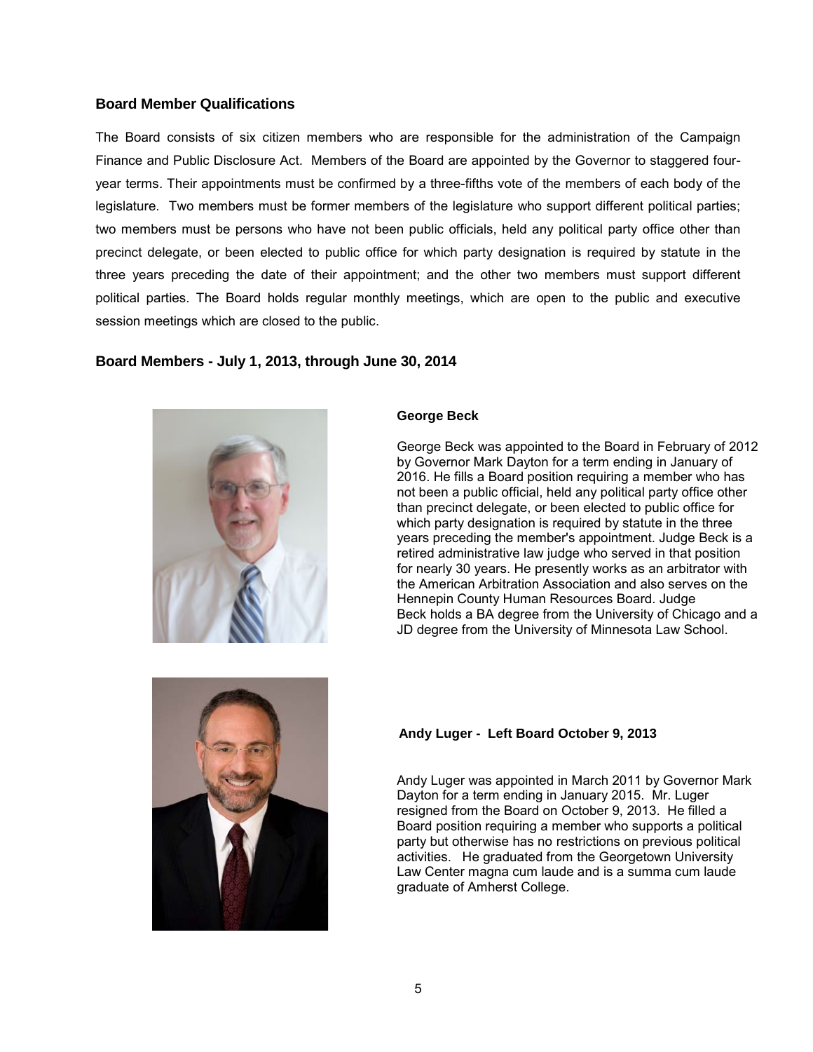## Board Member Qualifications

The Board consists of six citizen members who are responsible for the administration of the Campaign Finance and Public Disclosure Act. Members of the Board are appointed by the Governor to staggered four-year terms. Their appointments must be confirmed by a three-fifths vote of the members of each body of the legislature. Two members must be former members of the legislature who support different political parties; two members must be persons who have not been public officials, held any political party office other than precinct delegate, or been elected to public office for which party designation is required by statute in the three years preceding the date of their appointment; and the other two members must support different political parties. The Board holds regular monthly meetings, which are open to the public and executive session meetings which are closed to the public.

## Board Members - July 1, 2013, through June 30, 2014

### George Beck

George Beck was appointed to the Board in February of 2012 by Governor Mark Dayton for a term ending in January of 2016. He fills a Board position requiring a member who has not been a public official, held any political party office other than precinct delegate, or been elected to public office for which party designation is required by statute in the three years preceding the member's appointment. Judge Beck is a retired administrative law judge who served in that position for nearly 30 years. He presently works as an arbitrator with the American Arbitration Association and also serves on the Hennepin County Human Resources Board. Judge Beck holds a BA degree from the University of Chicago and a JD degree from the University of Minnesota Law School.

### Andy Luger - Left Board October 9, 2013

Andy Luger was appointed in March 2011 by Governor Mark Dayton for a term ending in January 2015. Mr. Luger resigned from the Board on October 9, 2013. He filled a Board position requiring a member who supports a political party but otherwise has no restrictions on previous political activities. He graduated from the Georgetown University Law Center magna cum laude and is a summa cum laude graduate of Amherst College.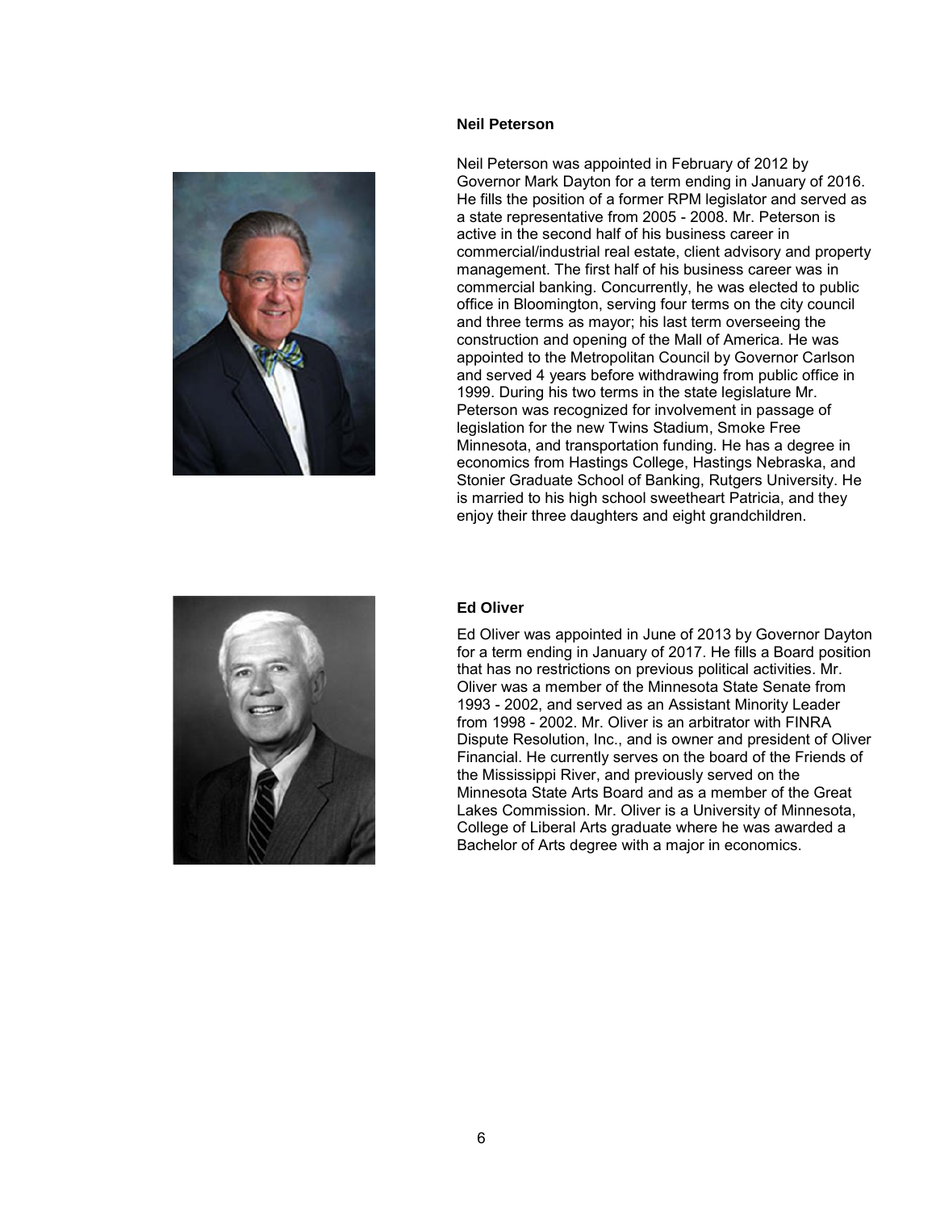**Neil Peterson**

Neil Peterson was appointed in February of 2012 by Governor Mark Dayton for a term ending in January of 2016. He fills the position of a former RPM legislator and served as a state representative from 2005 - 2008. Mr. Peterson is active in the second half of his business career in commercial/industrial real estate, client advisory and property management. The first half of his business career was in commercial banking. Concurrently, he was elected to public office in Bloomington, serving four terms on the city council and three terms as mayor; his last term overseeing the construction and opening of the Mall of America. He was appointed to the Metropolitan Council by Governor Carlson and served 4 years before withdrawing from public office in 1999. During his two terms in the state legislature Mr. Peterson was recognized for involvement in passage of legislation for the new Twins Stadium, Smoke Free Minnesota, and transportation funding. He has a degree in economics from Hastings College, Hastings Nebraska, and Stonier Graduate School of Banking, Rutgers University. He is married to his high school sweetheart Patricia, and they enjoy their three daughters and eight grandchildren.

**Ed Oliver**

Ed Oliver was appointed in June of 2013 by Governor Dayton for a term ending in January of 2017. He fills a Board position that has no restrictions on previous political activities. Mr. Oliver was a member of the Minnesota State Senate from 1993 - 2002, and served as an Assistant Minority Leader from 1998 - 2002. Mr. Oliver is an arbitrator with FINRA Dispute Resolution, Inc., and is owner and president of Oliver Financial. He currently serves on the board of the Friends of the Mississippi River, and previously served on the Minnesota State Arts Board and as a member of the Great Lakes Commission. Mr. Oliver is a University of Minnesota, College of Liberal Arts graduate where he was awarded a Bachelor of Arts degree with a major in economics.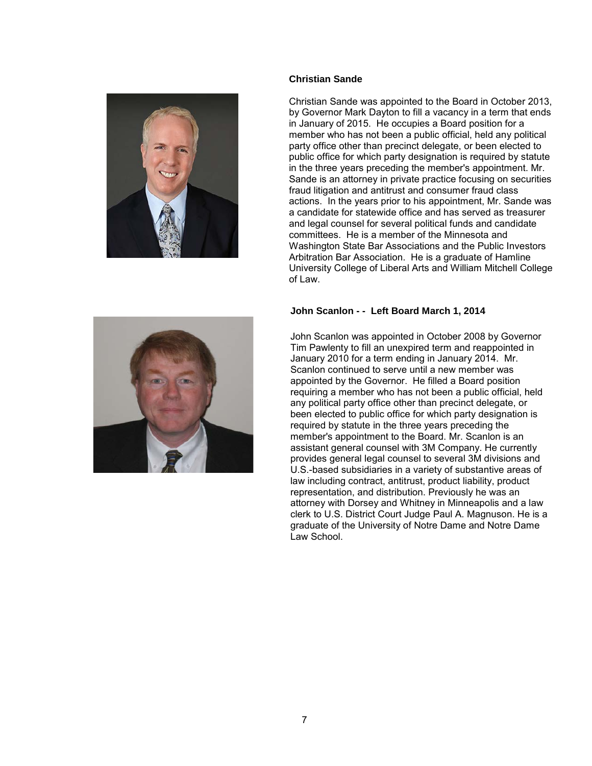### Christian Sande

Christian Sande was appointed to the Board in October 2013, by Governor Mark Dayton to fill a vacancy in a term that ends in January of 2015. He occupies a Board position for a member who has not been a public official, held any political party office other than precinct delegate, or been elected to public office for which party designation is required by statute in the three years preceding the member's appointment. Mr. Sande is an attorney in private practice focusing on securities fraud litigation and antitrust and consumer fraud class actions. In the years prior to his appointment, Mr. Sande was a candidate for statewide office and has served as treasurer and legal counsel for several political funds and candidate committees. He is a member of the Minnesota and Washington State Bar Associations and the Public Investors Arbitration Bar Association. He is a graduate of Hamline University College of Liberal Arts and William Mitchell College of Law.

### John Scanlon - - Left Board March 1, 2014

John Scanlon was appointed in October 2008 by Governor Tim Pawlenty to fill an unexpired term and reappointed in January 2010 for a term ending in January 2014. Mr. Scanlon continued to serve until a new member was appointed by the Governor. He filled a Board position requiring a member who has not been a public official, held any political party office other than precinct delegate, or been elected to public office for which party designation is required by statute in the three years preceding the member's appointment to the Board. Mr. Scanlon is an assistant general counsel with 3M Company. He currently provides general legal counsel to several 3M divisions and U.S.-based subsidiaries in a variety of substantive areas of law including contract, antitrust, product liability, product representation, and distribution. Previously he was an attorney with Dorsey and Whitney in Minneapolis and a law clerk to U.S. District Court Judge Paul A. Magnuson. He is a graduate of the University of Notre Dame and Notre Dame Law School.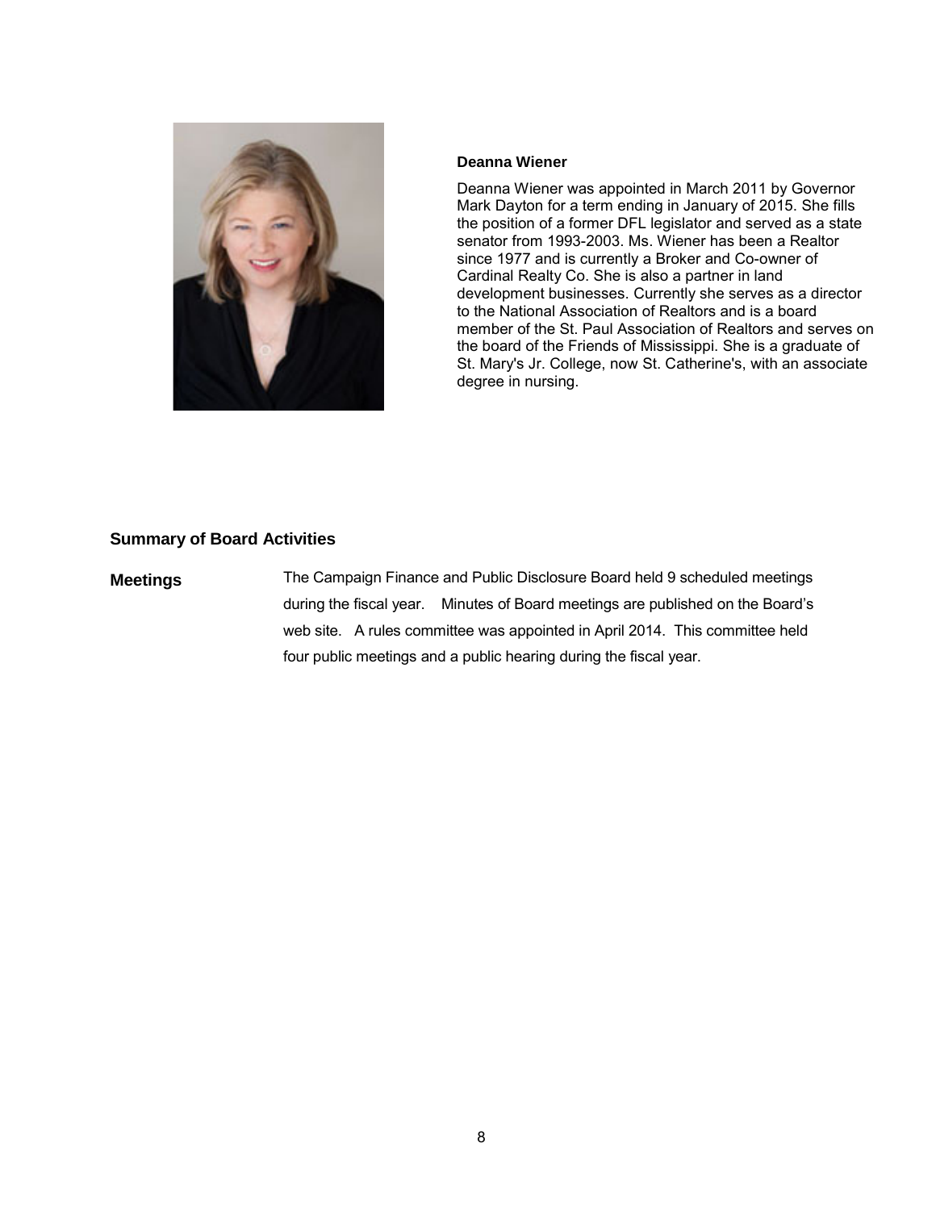**Deanna Wiener**

Deanna Wiener was appointed in March 2011 by Governor Mark Dayton for a term ending in January of 2015. She fills the position of a former DFL legislator and served as a state senator from 1993-2003. Ms. Wiener has been a Realtor since 1977 and is currently a Broker and Co-owner of Cardinal Realty Co. She is also a partner in land development businesses. Currently she serves as a director to the National Association of Realtors and is a board member of the St. Paul Association of Realtors and serves on the board of the Friends of Mississippi. She is a graduate of St. Mary's Jr. College, now St. Catherine's, with an associate degree in nursing.

## Summary of Board Activities

**Meetings**

The Campaign Finance and Public Disclosure Board held 9 scheduled meetings during the fiscal year. Minutes of Board meetings are published on the Board's web site. A rules committee was appointed in April 2014. This committee held four public meetings and a public hearing during the fiscal year.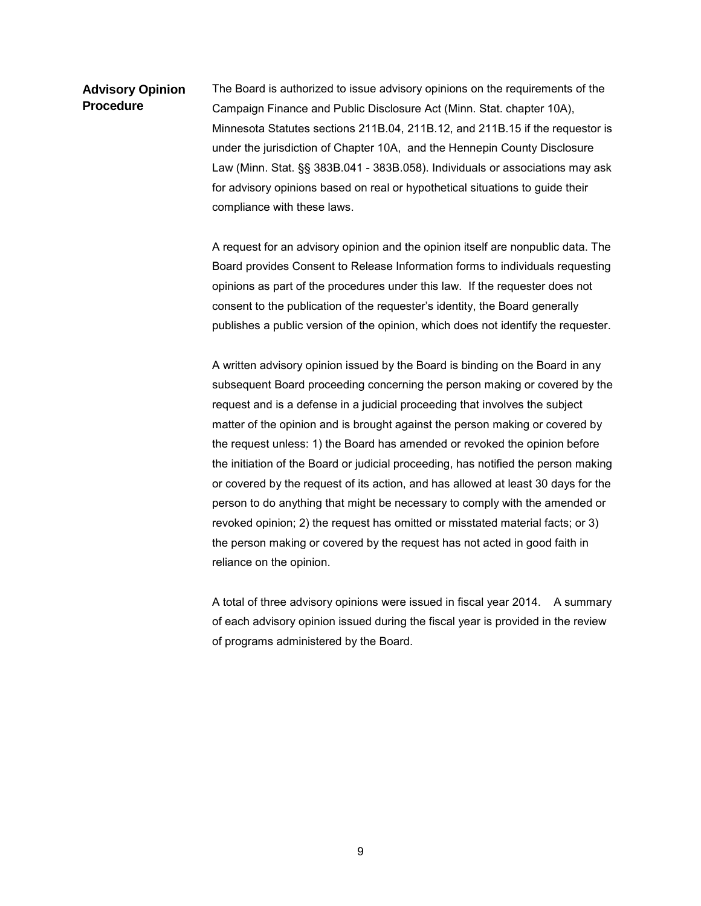## Advisory Opinion Procedure

The Board is authorized to issue advisory opinions on the requirements of the Campaign Finance and Public Disclosure Act (Minn. Stat. chapter 10A), Minnesota Statutes sections 211B.04, 211B.12, and 211B.15 if the requestor is under the jurisdiction of Chapter 10A, and the Hennepin County Disclosure Law (Minn. Stat. §§ 383B.041 - 383B.058). Individuals or associations may ask for advisory opinions based on real or hypothetical situations to guide their compliance with these laws.

A request for an advisory opinion and the opinion itself are nonpublic data. The Board provides Consent to Release Information forms to individuals requesting opinions as part of the procedures under this law. If the requester does not consent to the publication of the requester's identity, the Board generally publishes a public version of the opinion, which does not identify the requester.

A written advisory opinion issued by the Board is binding on the Board in any subsequent Board proceeding concerning the person making or covered by the request and is a defense in a judicial proceeding that involves the subject matter of the opinion and is brought against the person making or covered by the request unless: 1) the Board has amended or revoked the opinion before the initiation of the Board or judicial proceeding, has notified the person making or covered by the request of its action, and has allowed at least 30 days for the person to do anything that might be necessary to comply with the amended or revoked opinion; 2) the request has omitted or misstated material facts; or 3) the person making or covered by the request has not acted in good faith in reliance on the opinion.

A total of three advisory opinions were issued in fiscal year 2014. A summary of each advisory opinion issued during the fiscal year is provided in the review of programs administered by the Board.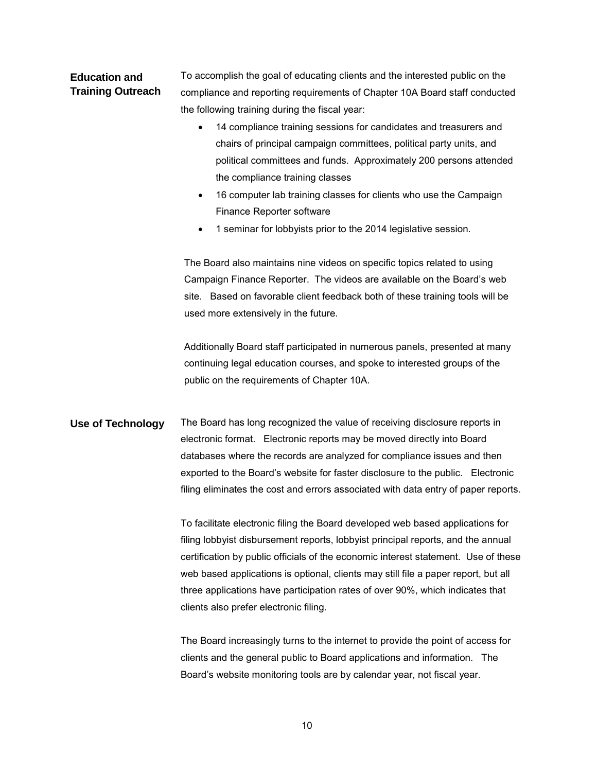## Education and Training Outreach

To accomplish the goal of educating clients and the interested public on the compliance and reporting requirements of Chapter 10A Board staff conducted the following training during the fiscal year:

- 14 compliance training sessions for candidates and treasurers and chairs of principal campaign committees, political party units, and political committees and funds. Approximately 200 persons attended the compliance training classes
- 16 computer lab training classes for clients who use the Campaign Finance Reporter software
- 1 seminar for lobbyists prior to the 2014 legislative session.

The Board also maintains nine videos on specific topics related to using Campaign Finance Reporter. The videos are available on the Board's web site. Based on favorable client feedback both of these training tools will be used more extensively in the future.

Additionally Board staff participated in numerous panels, presented at many continuing legal education courses, and spoke to interested groups of the public on the requirements of Chapter 10A.

## Use of Technology

The Board has long recognized the value of receiving disclosure reports in electronic format. Electronic reports may be moved directly into Board databases where the records are analyzed for compliance issues and then exported to the Board's website for faster disclosure to the public. Electronic filing eliminates the cost and errors associated with data entry of paper reports.

To facilitate electronic filing the Board developed web based applications for filing lobbyist disbursement reports, lobbyist principal reports, and the annual certification by public officials of the economic interest statement. Use of these web based applications is optional, clients may still file a paper report, but all three applications have participation rates of over 90%, which indicates that clients also prefer electronic filing.

The Board increasingly turns to the internet to provide the point of access for clients and the general public to Board applications and information. The Board's website monitoring tools are by calendar year, not fiscal year.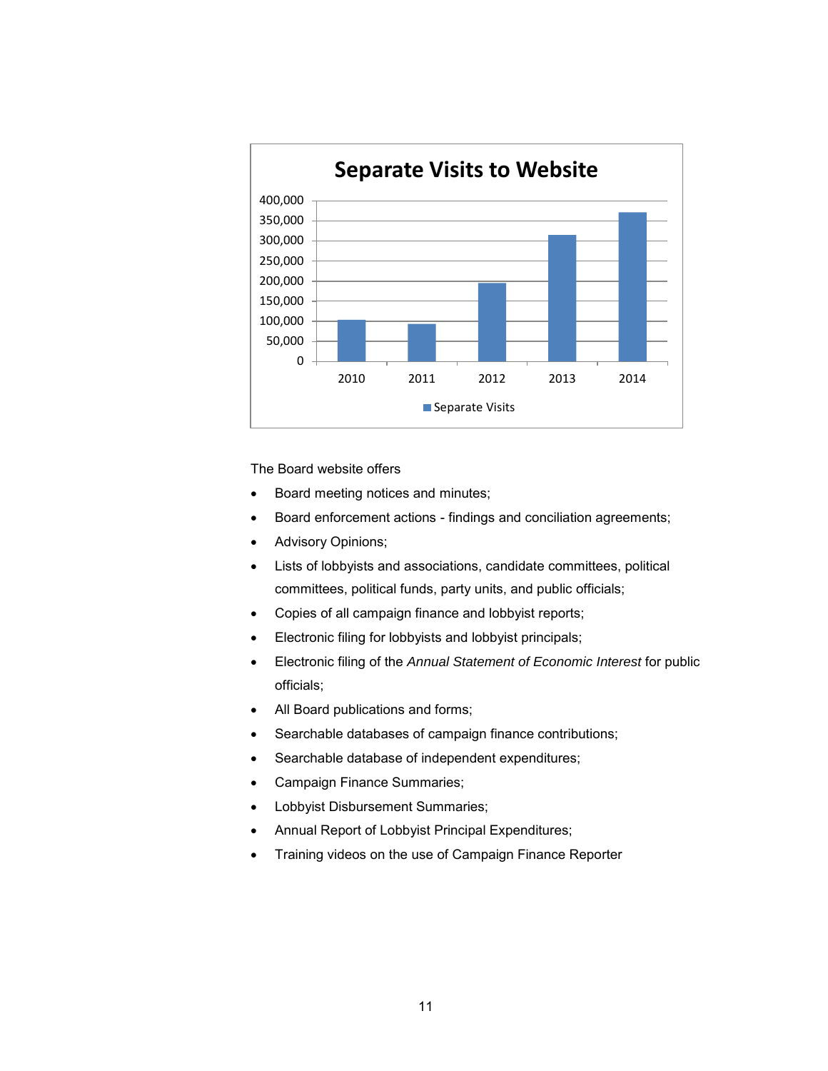**Separate Visits to Website**

The Board website offers

- Board meeting notices and minutes;
- Board enforcement actions - findings and conciliation agreements;
- Advisory Opinions;
- Lists of lobbyists and associations, candidate committees, political committees, political funds, party units, and public officials;
- Copies of all campaign finance and lobbyist reports;
- Electronic filing for lobbyists and lobbyist principals;
- Electronic filing of the *Annual Statement of Economic Interest* for public officials;
- All Board publications and forms;
- Searchable databases of campaign finance contributions;
- Searchable database of independent expenditures;
- Campaign Finance Summaries;
- Lobbyist Disbursement Summaries;
- Annual Report of Lobbyist Principal Expenditures;
- Training videos on the use of Campaign Finance Reporter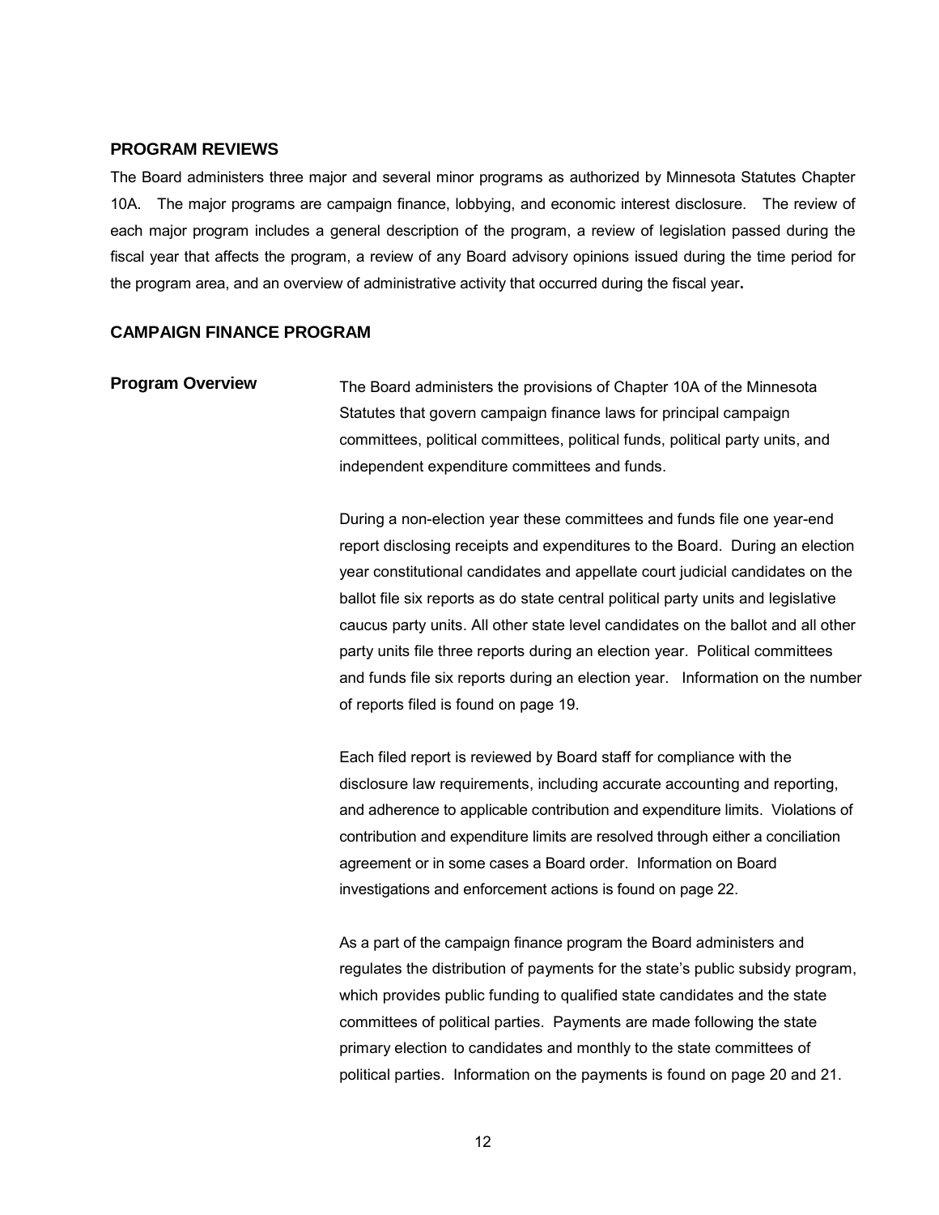## PROGRAM REVIEWS

The Board administers three major and several minor programs as authorized by Minnesota Statutes Chapter 10A. The major programs are campaign finance, lobbying, and economic interest disclosure. The review of each major program includes a general description of the program, a review of legislation passed during the fiscal year that affects the program, a review of any Board advisory opinions issued during the time period for the program area, and an overview of administrative activity that occurred during the fiscal year**.**

## CAMPAIGN FINANCE PROGRAM

### Program Overview

The Board administers the provisions of Chapter 10A of the Minnesota Statutes that govern campaign finance laws for principal campaign committees, political committees, political funds, political party units, and independent expenditure committees and funds.

During a non-election year these committees and funds file one year-end report disclosing receipts and expenditures to the Board. During an election year constitutional candidates and appellate court judicial candidates on the ballot file six reports as do state central political party units and legislative caucus party units. All other state level candidates on the ballot and all other party units file three reports during an election year. Political committees and funds file six reports during an election year. Information on the number of reports filed is found on page 19.

Each filed report is reviewed by Board staff for compliance with the disclosure law requirements, including accurate accounting and reporting, and adherence to applicable contribution and expenditure limits. Violations of contribution and expenditure limits are resolved through either a conciliation agreement or in some cases a Board order. Information on Board investigations and enforcement actions is found on page 22.

As a part of the campaign finance program the Board administers and regulates the distribution of payments for the state's public subsidy program, which provides public funding to qualified state candidates and the state committees of political parties. Payments are made following the state primary election to candidates and monthly to the state committees of political parties. Information on the payments is found on page 20 and 21.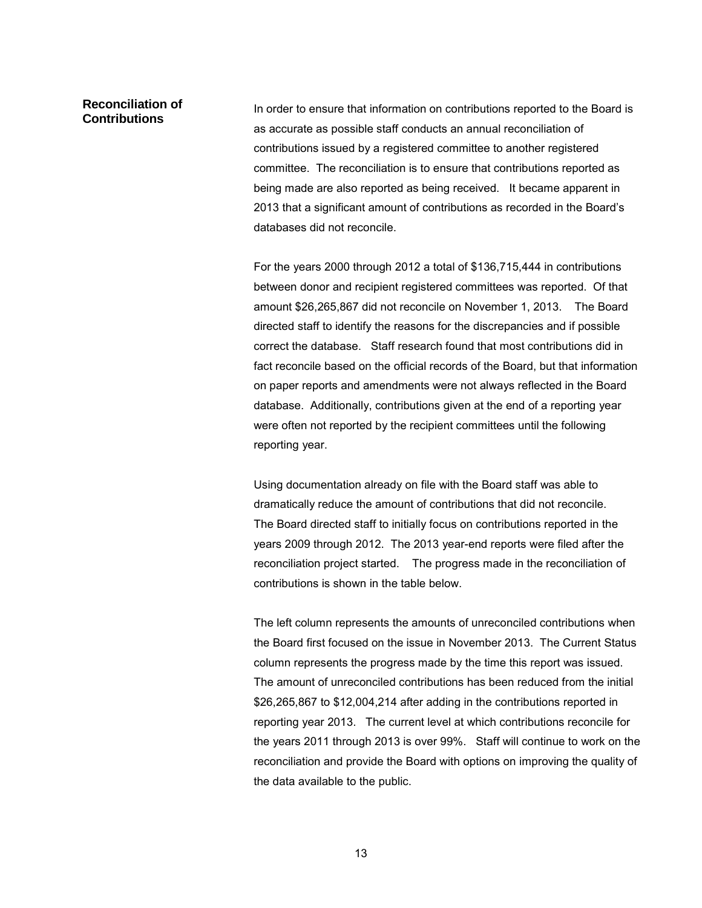## Reconciliation of Contributions

In order to ensure that information on contributions reported to the Board is as accurate as possible staff conducts an annual reconciliation of contributions issued by a registered committee to another registered committee. The reconciliation is to ensure that contributions reported as being made are also reported as being received. It became apparent in 2013 that a significant amount of contributions as recorded in the Board's databases did not reconcile.

For the years 2000 through 2012 a total of $136,715,444 in contributions between donor and recipient registered committees was reported. Of that amount $26,265,867 did not reconcile on November 1, 2013. The Board directed staff to identify the reasons for the discrepancies and if possible correct the database. Staff research found that most contributions did in fact reconcile based on the official records of the Board, but that information on paper reports and amendments were not always reflected in the Board database. Additionally, contributions given at the end of a reporting year were often not reported by the recipient committees until the following reporting year.

Using documentation already on file with the Board staff was able to dramatically reduce the amount of contributions that did not reconcile. The Board directed staff to initially focus on contributions reported in the years 2009 through 2012. The 2013 year-end reports were filed after the reconciliation project started. The progress made in the reconciliation of contributions is shown in the table below.

The left column represents the amounts of unreconciled contributions when the Board first focused on the issue in November 2013. The Current Status column represents the progress made by the time this report was issued. The amount of unreconciled contributions has been reduced from the initial $26,265,867 to $12,004,214 after adding in the contributions reported in reporting year 2013. The current level at which contributions reconcile for the years 2011 through 2013 is over 99%. Staff will continue to work on the reconciliation and provide the Board with options on improving the quality of the data available to the public.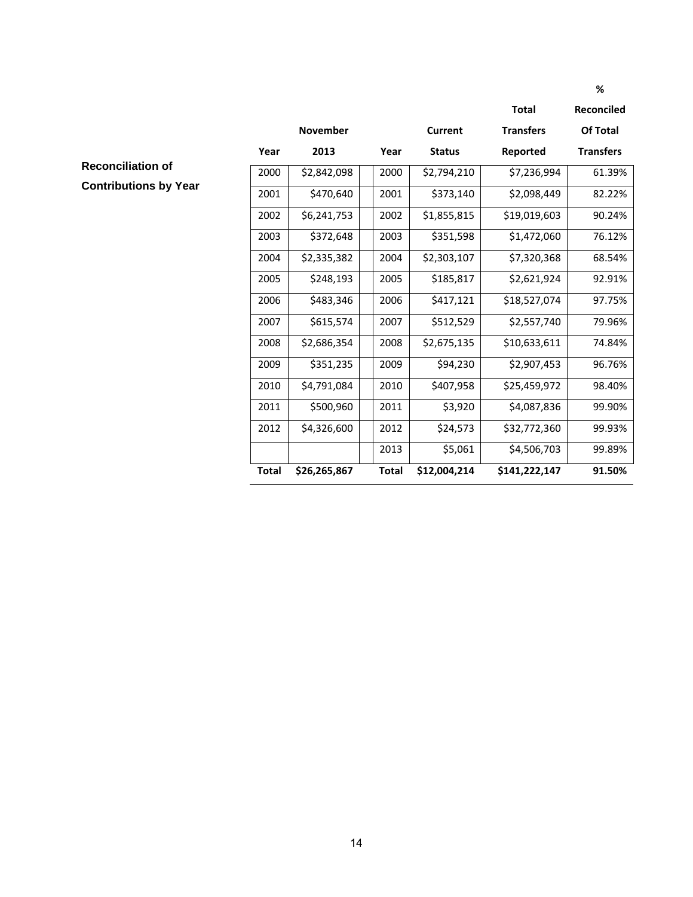**Reconciliation of Contributions by Year**

| Year | November 2013 | | Year | Current Status | Total Transfers Reported | % Reconciled Of Total Transfers |
|---|---|---|---|---|---|---|
| 2000 | $2,842,098 | | 2000 | $2,794,210 | $7,236,994 | 61.39% |
| 2001 | $470,640 | | 2001 | $373,140 | $2,098,449 | 82.22% |
| 2002 | $6,241,753 | | 2002 | $1,855,815 | $19,019,603 | 90.24% |
| 2003 | $372,648 | | 2003 | $351,598 | $1,472,060 | 76.12% |
| 2004 | $2,335,382 | | 2004 | $2,303,107 | $7,320,368 | 68.54% |
| 2005 | $248,193 | | 2005 | $185,817 | $2,621,924 | 92.91% |
| 2006 | $483,346 | | 2006 | $417,121 | $18,527,074 | 97.75% |
| 2007 | $615,574 | | 2007 | $512,529 | $2,557,740 | 79.96% |
| 2008 | $2,686,354 | | 2008 | $2,675,135 | $10,633,611 | 74.84% |
| 2009 | $351,235 | | 2009 | $94,230 | $2,907,453 | 96.76% |
| 2010 | $4,791,084 | | 2010 | $407,958 | $25,459,972 | 98.40% |
| 2011 | $500,960 | | 2011 | $3,920 | $4,087,836 | 99.90% |
| 2012 | $4,326,600 | | 2012 | $24,573 | $32,772,360 | 99.93% |
| | | | 2013 | $5,061 | $4,506,703 | 99.89% |
| **Total** | **$26,265,867** | | **Total** | **$12,004,214** | **$141,222,147** | **91.50%** |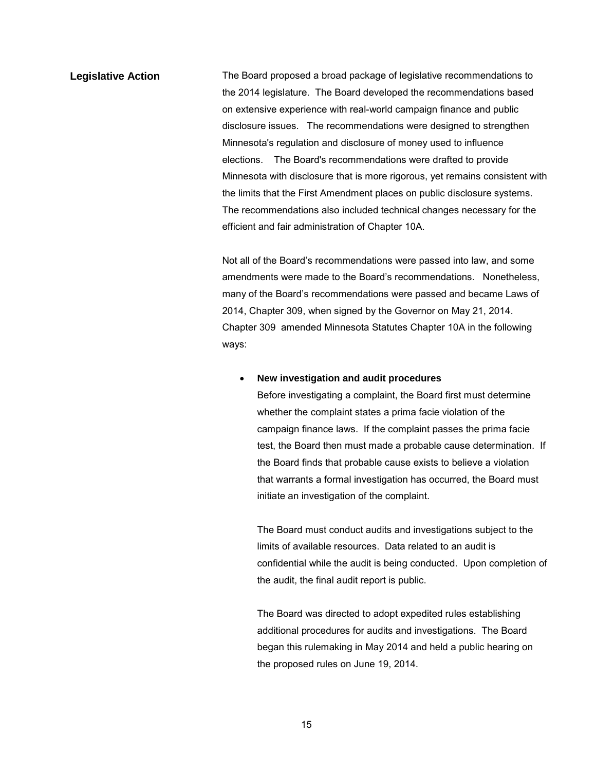## Legislative Action

The Board proposed a broad package of legislative recommendations to the 2014 legislature. The Board developed the recommendations based on extensive experience with real-world campaign finance and public disclosure issues. The recommendations were designed to strengthen Minnesota's regulation and disclosure of money used to influence elections. The Board's recommendations were drafted to provide Minnesota with disclosure that is more rigorous, yet remains consistent with the limits that the First Amendment places on public disclosure systems. The recommendations also included technical changes necessary for the efficient and fair administration of Chapter 10A.

Not all of the Board's recommendations were passed into law, and some amendments were made to the Board's recommendations. Nonetheless, many of the Board's recommendations were passed and became Laws of 2014, Chapter 309, when signed by the Governor on May 21, 2014. Chapter 309 amended Minnesota Statutes Chapter 10A in the following ways:

- **New investigation and audit procedures**

  Before investigating a complaint, the Board first must determine whether the complaint states a prima facie violation of the campaign finance laws. If the complaint passes the prima facie test, the Board then must made a probable cause determination. If the Board finds that probable cause exists to believe a violation that warrants a formal investigation has occurred, the Board must initiate an investigation of the complaint.

  The Board must conduct audits and investigations subject to the limits of available resources. Data related to an audit is confidential while the audit is being conducted. Upon completion of the audit, the final audit report is public.

  The Board was directed to adopt expedited rules establishing additional procedures for audits and investigations. The Board began this rulemaking in May 2014 and held a public hearing on the proposed rules on June 19, 2014.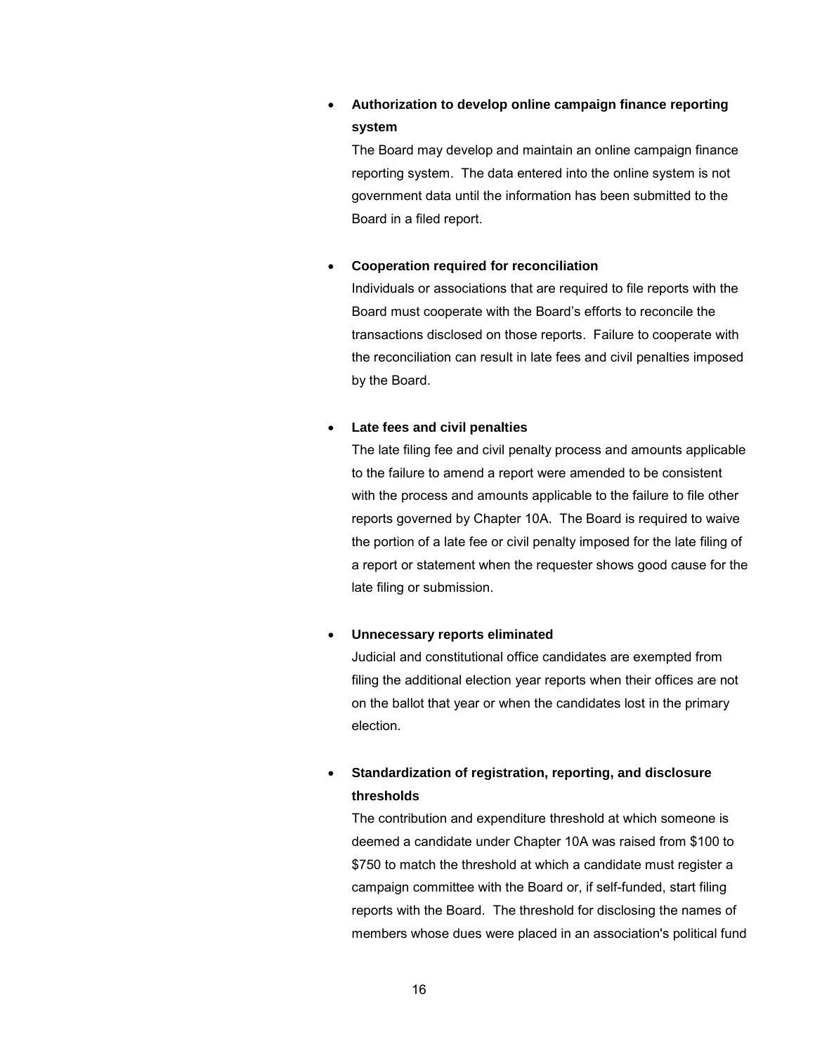- **Authorization to develop online campaign finance reporting system**

  The Board may develop and maintain an online campaign finance reporting system. The data entered into the online system is not government data until the information has been submitted to the Board in a filed report.

- **Cooperation required for reconciliation**

  Individuals or associations that are required to file reports with the Board must cooperate with the Board's efforts to reconcile the transactions disclosed on those reports. Failure to cooperate with the reconciliation can result in late fees and civil penalties imposed by the Board.

- **Late fees and civil penalties**

  The late filing fee and civil penalty process and amounts applicable to the failure to amend a report were amended to be consistent with the process and amounts applicable to the failure to file other reports governed by Chapter 10A. The Board is required to waive the portion of a late fee or civil penalty imposed for the late filing of a report or statement when the requester shows good cause for the late filing or submission.

- **Unnecessary reports eliminated**

  Judicial and constitutional office candidates are exempted from filing the additional election year reports when their offices are not on the ballot that year or when the candidates lost in the primary election.

- **Standardization of registration, reporting, and disclosure thresholds**

  The contribution and expenditure threshold at which someone is deemed a candidate under Chapter 10A was raised from $100 to $750 to match the threshold at which a candidate must register a campaign committee with the Board or, if self-funded, start filing reports with the Board. The threshold for disclosing the names of members whose dues were placed in an association's political fund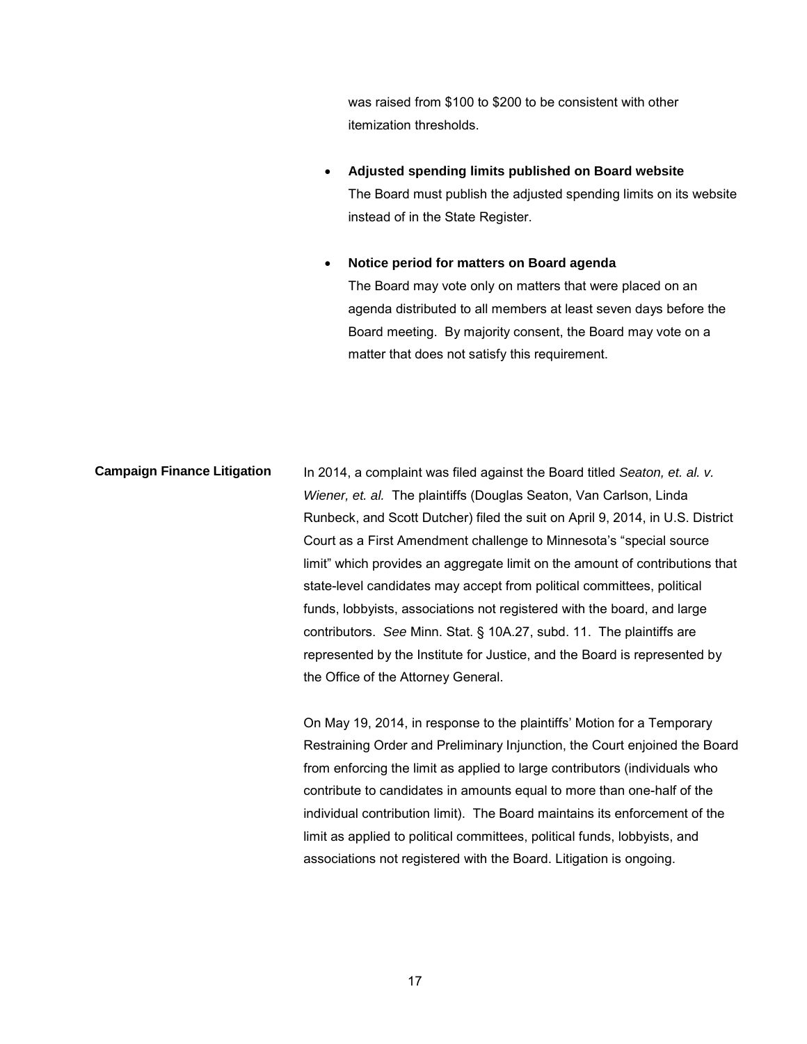was raised from $100 to $200 to be consistent with other itemization thresholds.

- **Adjusted spending limits published on Board website**
  The Board must publish the adjusted spending limits on its website instead of in the State Register.

- **Notice period for matters on Board agenda**
  The Board may vote only on matters that were placed on an agenda distributed to all members at least seven days before the Board meeting. By majority consent, the Board may vote on a matter that does not satisfy this requirement.

**Campaign Finance Litigation**

In 2014, a complaint was filed against the Board titled *Seaton, et. al. v. Wiener, et. al.* The plaintiffs (Douglas Seaton, Van Carlson, Linda Runbeck, and Scott Dutcher) filed the suit on April 9, 2014, in U.S. District Court as a First Amendment challenge to Minnesota's "special source limit" which provides an aggregate limit on the amount of contributions that state-level candidates may accept from political committees, political funds, lobbyists, associations not registered with the board, and large contributors. *See* Minn. Stat. § 10A.27, subd. 11. The plaintiffs are represented by the Institute for Justice, and the Board is represented by the Office of the Attorney General.

On May 19, 2014, in response to the plaintiffs' Motion for a Temporary Restraining Order and Preliminary Injunction, the Court enjoined the Board from enforcing the limit as applied to large contributors (individuals who contribute to candidates in amounts equal to more than one-half of the individual contribution limit). The Board maintains its enforcement of the limit as applied to political committees, political funds, lobbyists, and associations not registered with the Board. Litigation is ongoing.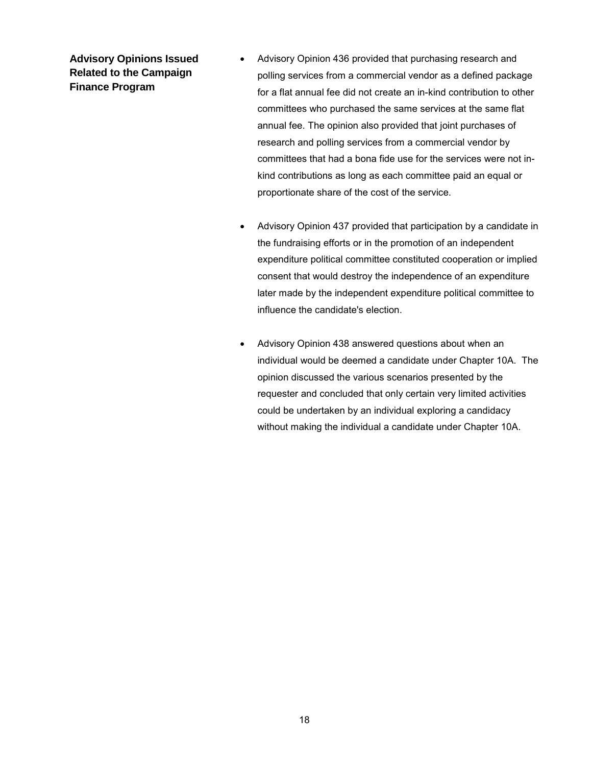## Advisory Opinions Issued Related to the Campaign Finance Program

- Advisory Opinion 436 provided that purchasing research and polling services from a commercial vendor as a defined package for a flat annual fee did not create an in-kind contribution to other committees who purchased the same services at the same flat annual fee. The opinion also provided that joint purchases of research and polling services from a commercial vendor by committees that had a bona fide use for the services were not in-kind contributions as long as each committee paid an equal or proportionate share of the cost of the service.

- Advisory Opinion 437 provided that participation by a candidate in the fundraising efforts or in the promotion of an independent expenditure political committee constituted cooperation or implied consent that would destroy the independence of an expenditure later made by the independent expenditure political committee to influence the candidate's election.

- Advisory Opinion 438 answered questions about when an individual would be deemed a candidate under Chapter 10A. The opinion discussed the various scenarios presented by the requester and concluded that only certain very limited activities could be undertaken by an individual exploring a candidacy without making the individual a candidate under Chapter 10A.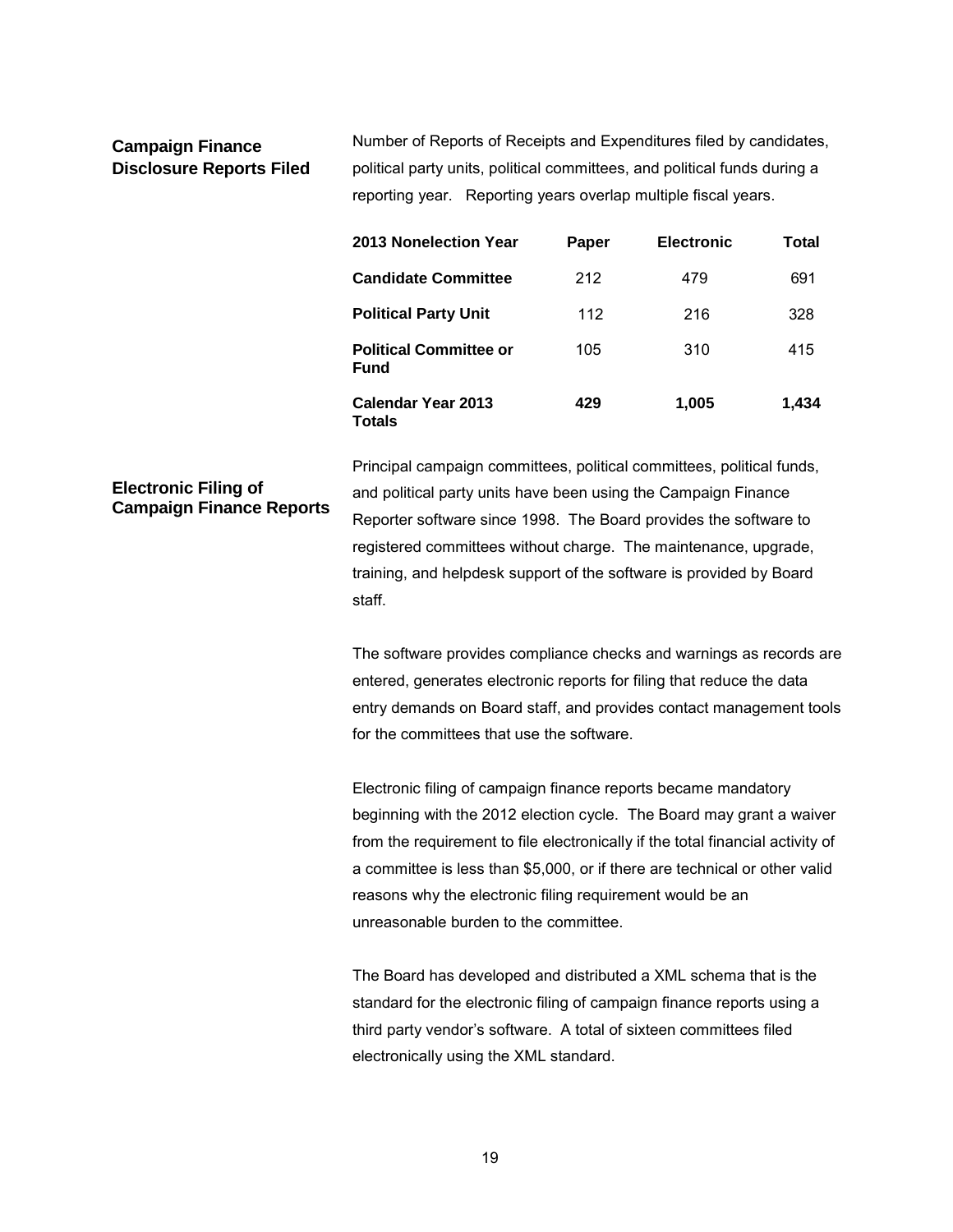## Campaign Finance Disclosure Reports Filed

Number of Reports of Receipts and Expenditures filed by candidates, political party units, political committees, and political funds during a reporting year. Reporting years overlap multiple fiscal years.

| 2013 Nonelection Year | Paper | Electronic | Total |
|---|---|---|---|
| **Candidate Committee** | 212 | 479 | 691 |
| **Political Party Unit** | 112 | 216 | 328 |
| **Political Committee or Fund** | 105 | 310 | 415 |
| **Calendar Year 2013 Totals** | **429** | **1,005** | **1,434** |

## Electronic Filing of Campaign Finance Reports

Principal campaign committees, political committees, political funds, and political party units have been using the Campaign Finance Reporter software since 1998. The Board provides the software to registered committees without charge. The maintenance, upgrade, training, and helpdesk support of the software is provided by Board staff.

The software provides compliance checks and warnings as records are entered, generates electronic reports for filing that reduce the data entry demands on Board staff, and provides contact management tools for the committees that use the software.

Electronic filing of campaign finance reports became mandatory beginning with the 2012 election cycle. The Board may grant a waiver from the requirement to file electronically if the total financial activity of a committee is less than $5,000, or if there are technical or other valid reasons why the electronic filing requirement would be an unreasonable burden to the committee.

The Board has developed and distributed a XML schema that is the standard for the electronic filing of campaign finance reports using a third party vendor's software. A total of sixteen committees filed electronically using the XML standard.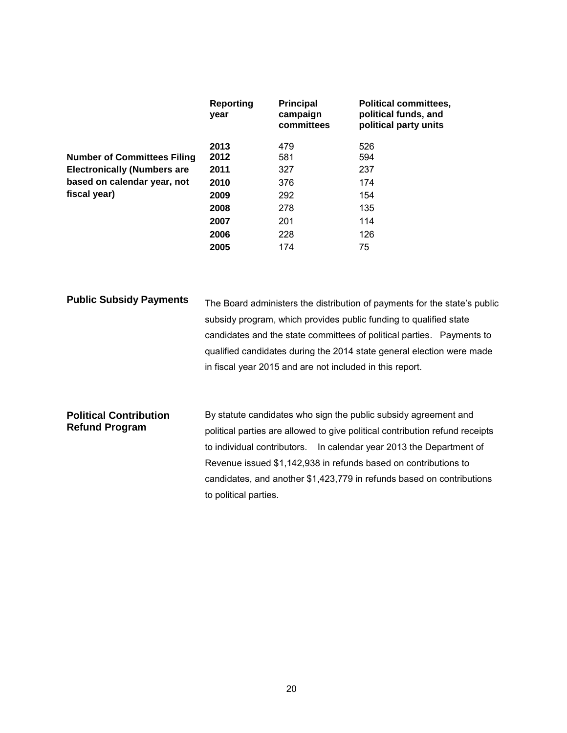**Number of Committees Filing Electronically (Numbers are based on calendar year, not fiscal year)**

| Reporting year | Principal campaign committees | Political committees, political funds, and political party units |
|---|---|---|
| 2013 | 479 | 526 |
| 2012 | 581 | 594 |
| 2011 | 327 | 237 |
| 2010 | 376 | 174 |
| 2009 | 292 | 154 |
| 2008 | 278 | 135 |
| 2007 | 201 | 114 |
| 2006 | 228 | 126 |
| 2005 | 174 | 75 |

### Public Subsidy Payments

The Board administers the distribution of payments for the state's public subsidy program, which provides public funding to qualified state candidates and the state committees of political parties. Payments to qualified candidates during the 2014 state general election were made in fiscal year 2015 and are not included in this report.

### Political Contribution Refund Program

By statute candidates who sign the public subsidy agreement and political parties are allowed to give political contribution refund receipts to individual contributors. In calendar year 2013 the Department of Revenue issued $1,142,938 in refunds based on contributions to candidates, and another $1,423,779 in refunds based on contributions to political parties.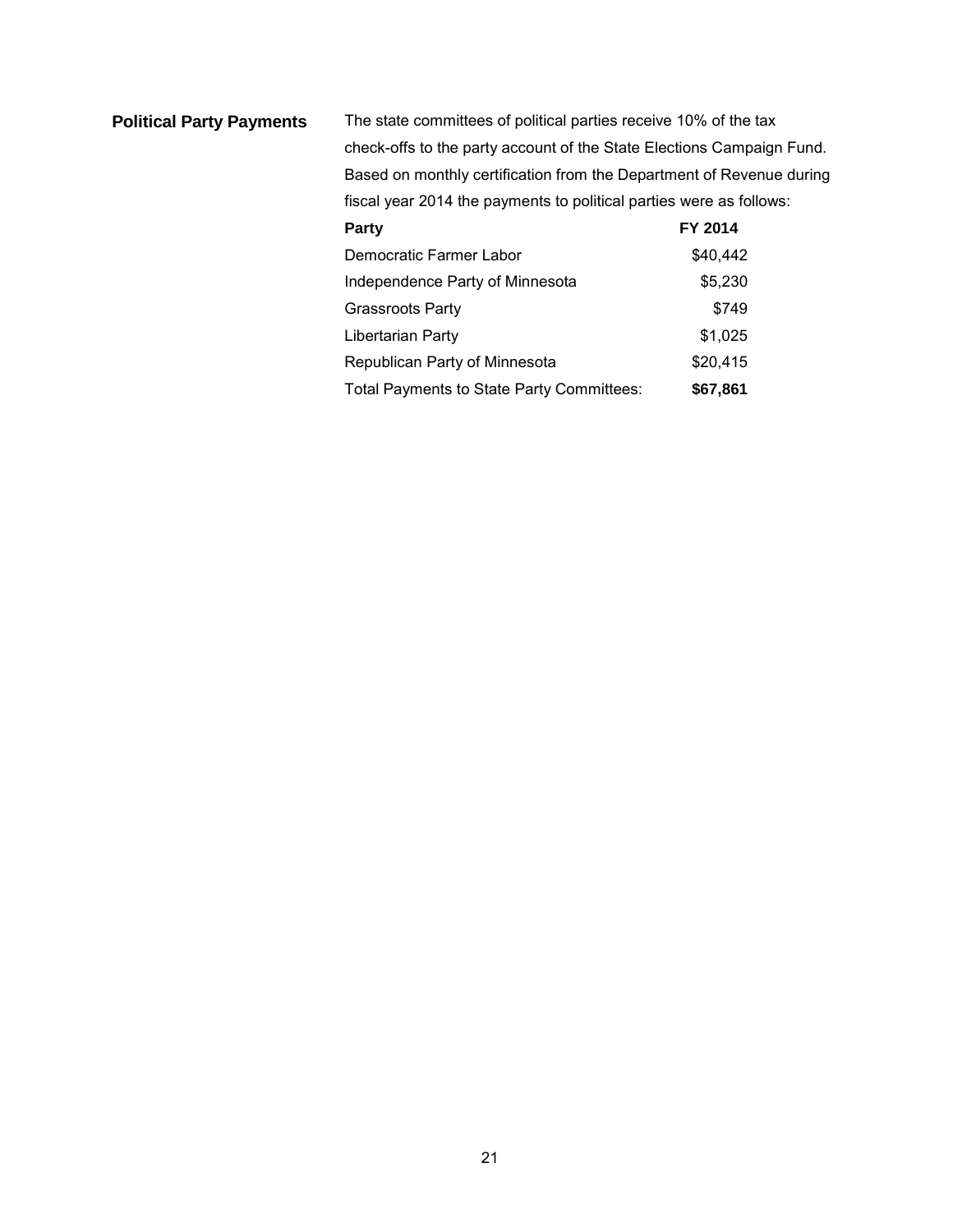## Political Party Payments

The state committees of political parties receive 10% of the tax check-offs to the party account of the State Elections Campaign Fund. Based on monthly certification from the Department of Revenue during fiscal year 2014 the payments to political parties were as follows:

| Party | FY 2014 |
| --- | ---: |
| Democratic Farmer Labor | $40,442 |
| Independence Party of Minnesota | $5,230 |
| Grassroots Party | $749 |
| Libertarian Party | $1,025 |
| Republican Party of Minnesota | $20,415 |
| Total Payments to State Party Committees: | **$67,861** |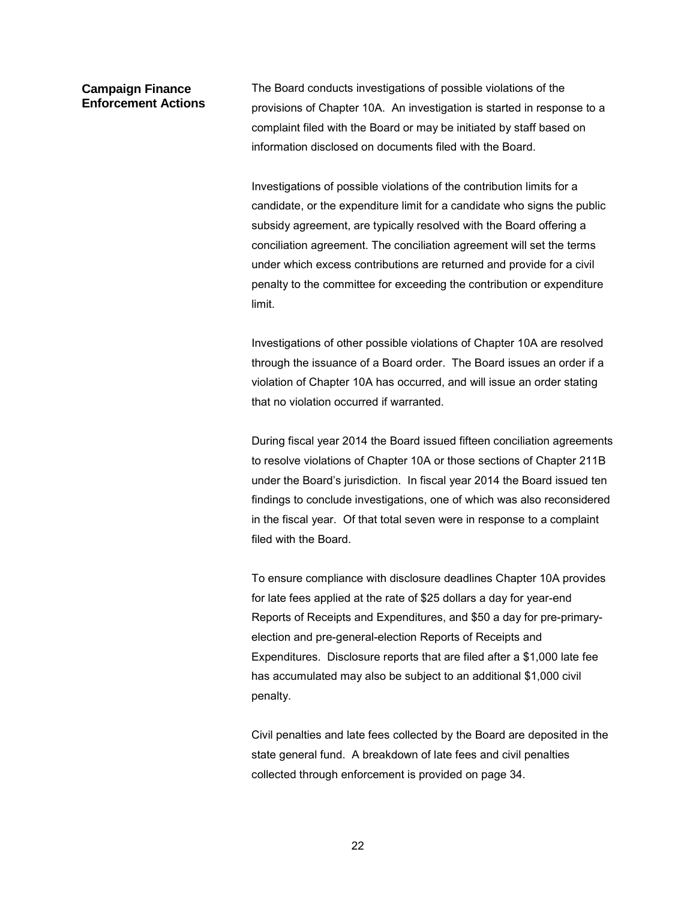## Campaign Finance Enforcement Actions

The Board conducts investigations of possible violations of the provisions of Chapter 10A. An investigation is started in response to a complaint filed with the Board or may be initiated by staff based on information disclosed on documents filed with the Board.

Investigations of possible violations of the contribution limits for a candidate, or the expenditure limit for a candidate who signs the public subsidy agreement, are typically resolved with the Board offering a conciliation agreement. The conciliation agreement will set the terms under which excess contributions are returned and provide for a civil penalty to the committee for exceeding the contribution or expenditure limit.

Investigations of other possible violations of Chapter 10A are resolved through the issuance of a Board order. The Board issues an order if a violation of Chapter 10A has occurred, and will issue an order stating that no violation occurred if warranted.

During fiscal year 2014 the Board issued fifteen conciliation agreements to resolve violations of Chapter 10A or those sections of Chapter 211B under the Board's jurisdiction. In fiscal year 2014 the Board issued ten findings to conclude investigations, one of which was also reconsidered in the fiscal year. Of that total seven were in response to a complaint filed with the Board.

To ensure compliance with disclosure deadlines Chapter 10A provides for late fees applied at the rate of $25 dollars a day for year-end Reports of Receipts and Expenditures, and $50 a day for pre-primary-election and pre-general-election Reports of Receipts and Expenditures. Disclosure reports that are filed after a $1,000 late fee has accumulated may also be subject to an additional $1,000 civil penalty.

Civil penalties and late fees collected by the Board are deposited in the state general fund. A breakdown of late fees and civil penalties collected through enforcement is provided on page 34.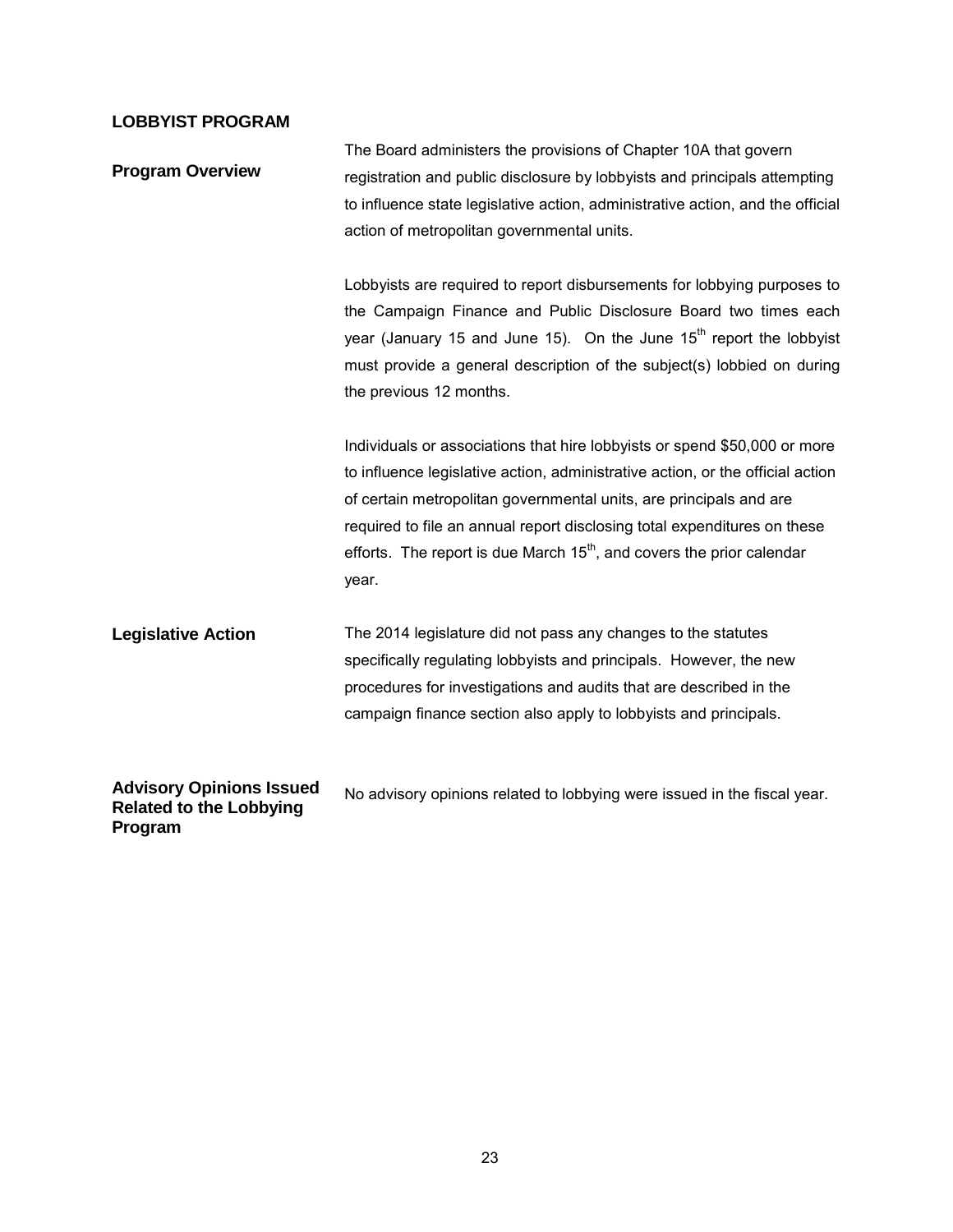## LOBBYIST PROGRAM

### Program Overview

The Board administers the provisions of Chapter 10A that govern registration and public disclosure by lobbyists and principals attempting to influence state legislative action, administrative action, and the official action of metropolitan governmental units.

Lobbyists are required to report disbursements for lobbying purposes to the Campaign Finance and Public Disclosure Board two times each year (January 15 and June 15). On the June 15th report the lobbyist must provide a general description of the subject(s) lobbied on during the previous 12 months.

Individuals or associations that hire lobbyists or spend $50,000 or more to influence legislative action, administrative action, or the official action of certain metropolitan governmental units, are principals and are required to file an annual report disclosing total expenditures on these efforts. The report is due March 15th, and covers the prior calendar year.

### Legislative Action

The 2014 legislature did not pass any changes to the statutes specifically regulating lobbyists and principals. However, the new procedures for investigations and audits that are described in the campaign finance section also apply to lobbyists and principals.

### Advisory Opinions Issued Related to the Lobbying Program

No advisory opinions related to lobbying were issued in the fiscal year.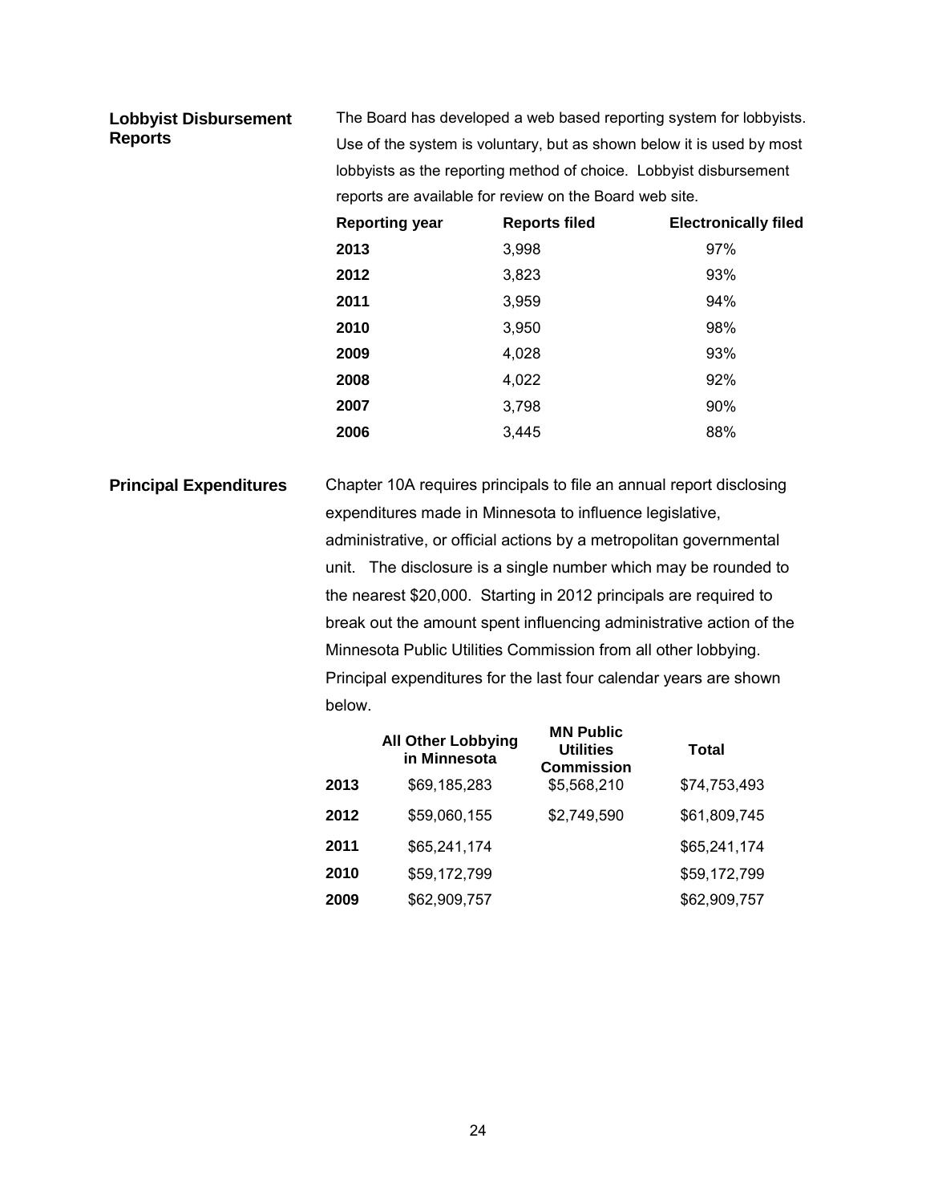## Lobbyist Disbursement Reports

The Board has developed a web based reporting system for lobbyists. Use of the system is voluntary, but as shown below it is used by most lobbyists as the reporting method of choice. Lobbyist disbursement reports are available for review on the Board web site.

| Reporting year | Reports filed | Electronically filed |
|---|---|---|
| **2013** | 3,998 | 97% |
| **2012** | 3,823 | 93% |
| **2011** | 3,959 | 94% |
| **2010** | 3,950 | 98% |
| **2009** | 4,028 | 93% |
| **2008** | 4,022 | 92% |
| **2007** | 3,798 | 90% |
| **2006** | 3,445 | 88% |

## Principal Expenditures

Chapter 10A requires principals to file an annual report disclosing expenditures made in Minnesota to influence legislative, administrative, or official actions by a metropolitan governmental unit. The disclosure is a single number which may be rounded to the nearest $20,000. Starting in 2012 principals are required to break out the amount spent influencing administrative action of the Minnesota Public Utilities Commission from all other lobbying. Principal expenditures for the last four calendar years are shown below.

| | All Other Lobbying in Minnesota | MN Public Utilities Commission | Total |
|---|---|---|---|
| **2013** | $69,185,283 | $5,568,210 | $74,753,493 |
| **2012** | $59,060,155 | $2,749,590 | $61,809,745 |
| **2011** | $65,241,174 | | $65,241,174 |
| **2010** | $59,172,799 | | $59,172,799 |
| **2009** | $62,909,757 | | $62,909,757 |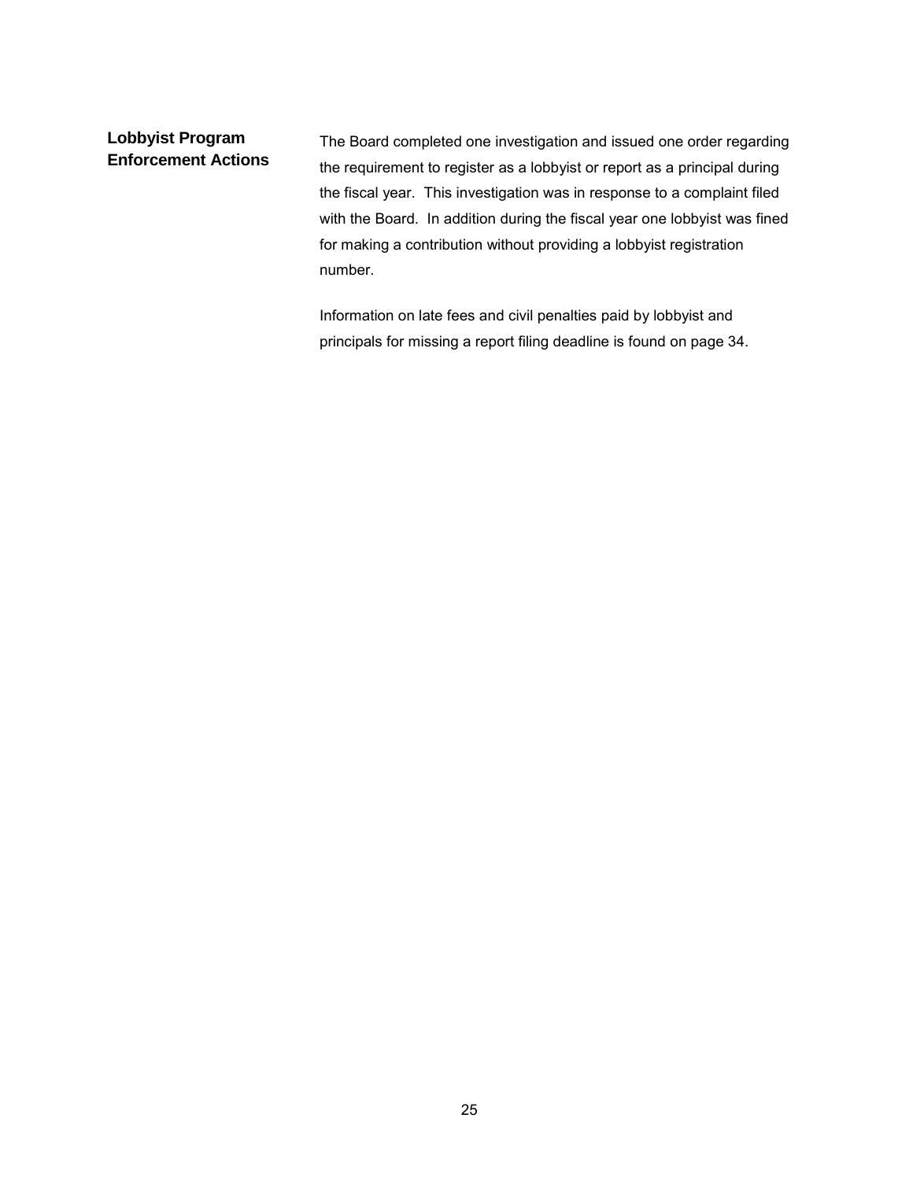## Lobbyist Program Enforcement Actions

The Board completed one investigation and issued one order regarding the requirement to register as a lobbyist or report as a principal during the fiscal year. This investigation was in response to a complaint filed with the Board. In addition during the fiscal year one lobbyist was fined for making a contribution without providing a lobbyist registration number.

Information on late fees and civil penalties paid by lobbyist and principals for missing a report filing deadline is found on page 34.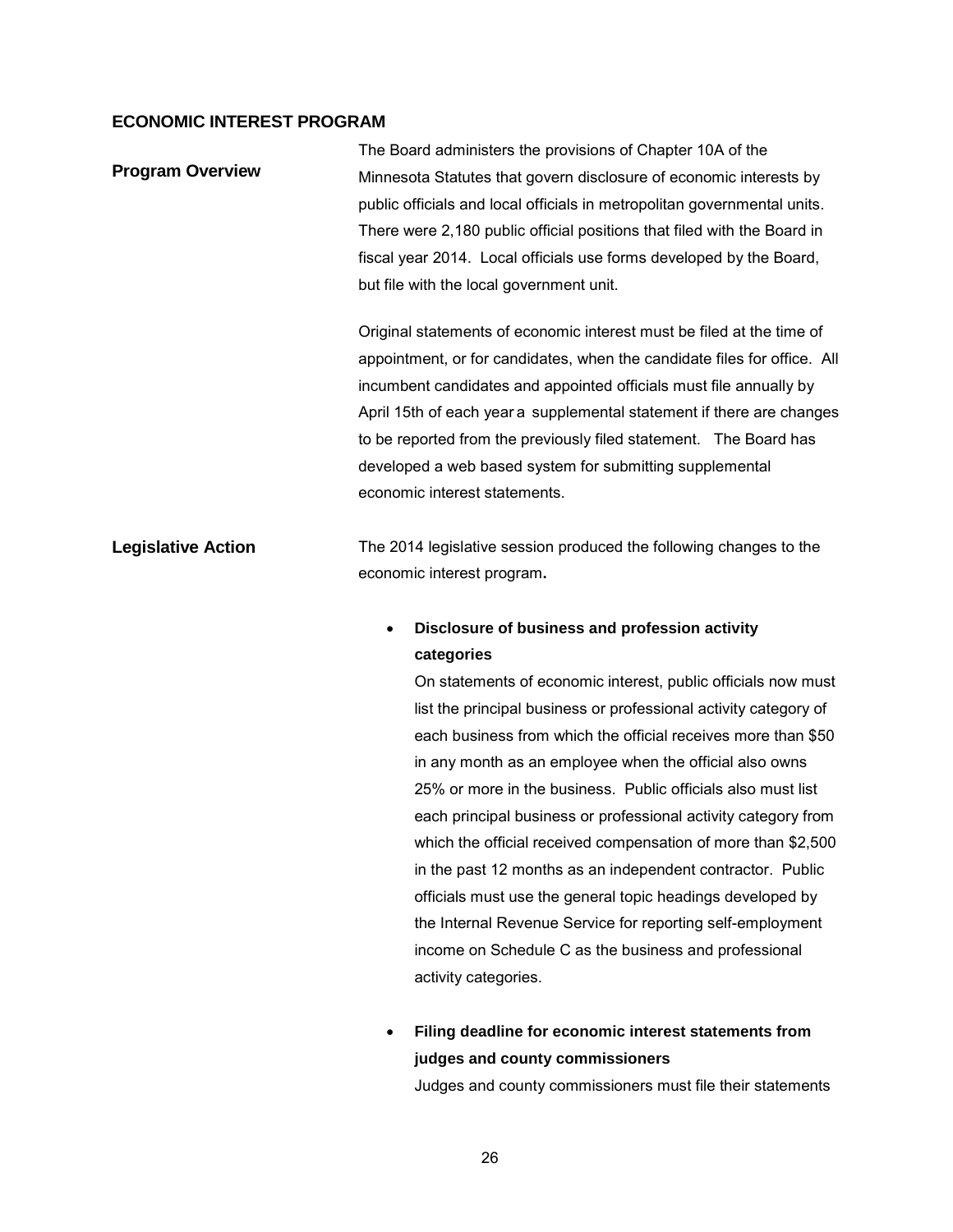## ECONOMIC INTEREST PROGRAM

### Program Overview

The Board administers the provisions of Chapter 10A of the Minnesota Statutes that govern disclosure of economic interests by public officials and local officials in metropolitan governmental units. There were 2,180 public official positions that filed with the Board in fiscal year 2014. Local officials use forms developed by the Board, but file with the local government unit.

Original statements of economic interest must be filed at the time of appointment, or for candidates, when the candidate files for office. All incumbent candidates and appointed officials must file annually by April 15th of each year a supplemental statement if there are changes to be reported from the previously filed statement. The Board has developed a web based system for submitting supplemental economic interest statements.

### Legislative Action

The 2014 legislative session produced the following changes to the economic interest program.

- **Disclosure of business and profession activity categories**

  On statements of economic interest, public officials now must list the principal business or professional activity category of each business from which the official receives more than $50 in any month as an employee when the official also owns 25% or more in the business. Public officials also must list each principal business or professional activity category from which the official received compensation of more than $2,500 in the past 12 months as an independent contractor. Public officials must use the general topic headings developed by the Internal Revenue Service for reporting self-employment income on Schedule C as the business and professional activity categories.

- **Filing deadline for economic interest statements from judges and county commissioners**

  Judges and county commissioners must file their statements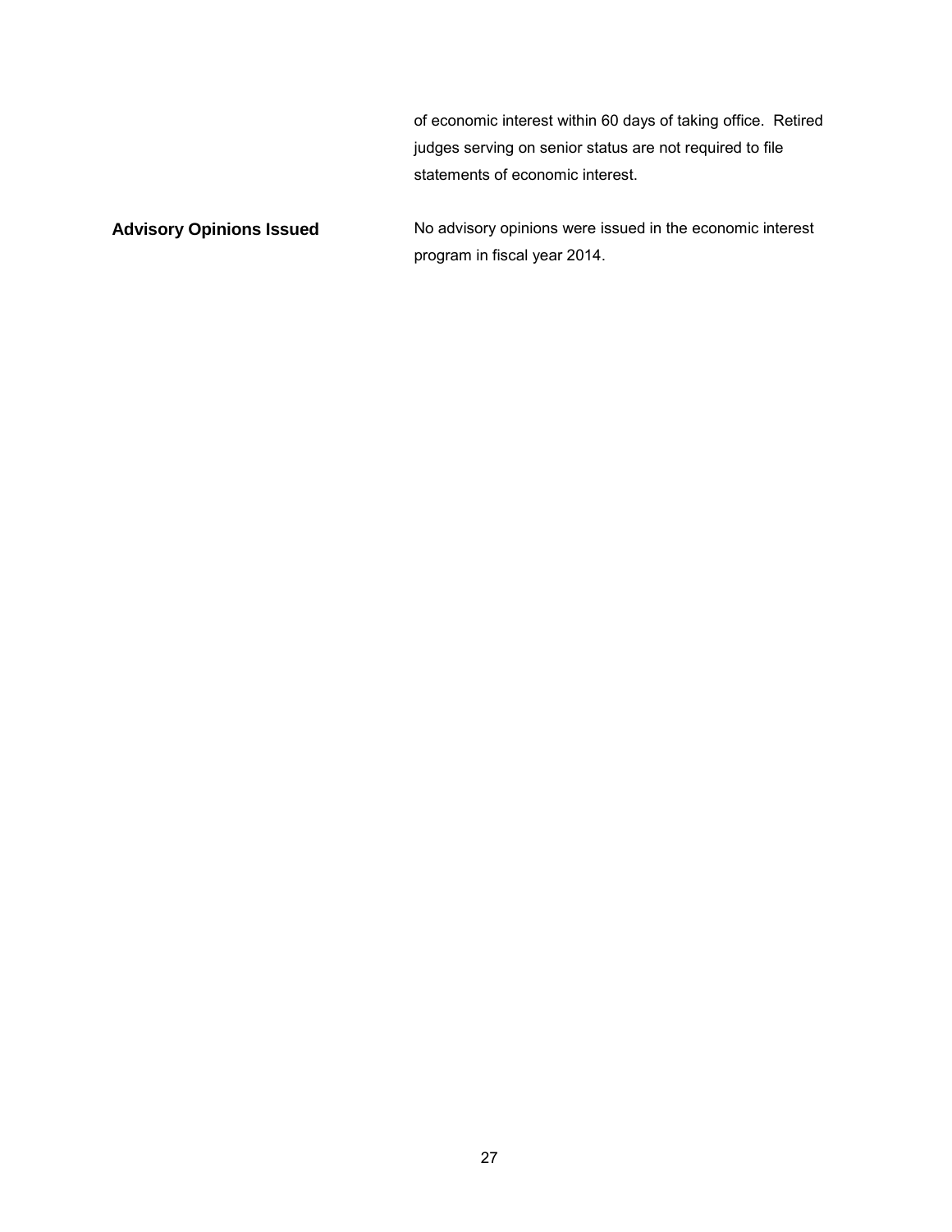of economic interest within 60 days of taking office. Retired judges serving on senior status are not required to file statements of economic interest.

**Advisory Opinions Issued**

No advisory opinions were issued in the economic interest program in fiscal year 2014.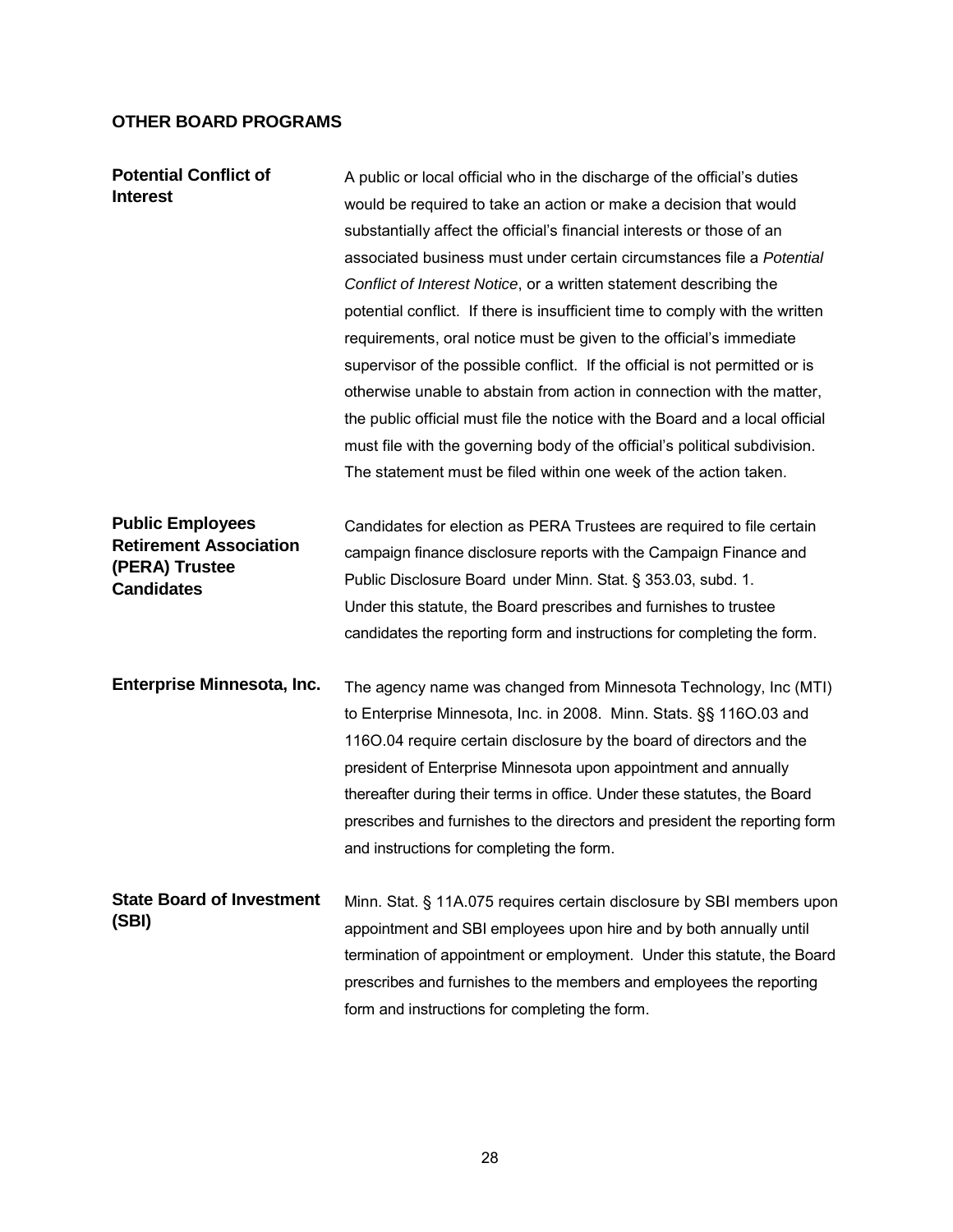## OTHER BOARD PROGRAMS

### Potential Conflict of Interest

A public or local official who in the discharge of the official's duties would be required to take an action or make a decision that would substantially affect the official's financial interests or those of an associated business must under certain circumstances file a *Potential Conflict of Interest Notice*, or a written statement describing the potential conflict. If there is insufficient time to comply with the written requirements, oral notice must be given to the official's immediate supervisor of the possible conflict. If the official is not permitted or is otherwise unable to abstain from action in connection with the matter, the public official must file the notice with the Board and a local official must file with the governing body of the official's political subdivision. The statement must be filed within one week of the action taken.

### Public Employees Retirement Association (PERA) Trustee Candidates

Candidates for election as PERA Trustees are required to file certain campaign finance disclosure reports with the Campaign Finance and Public Disclosure Board under Minn. Stat. § 353.03, subd. 1. Under this statute, the Board prescribes and furnishes to trustee candidates the reporting form and instructions for completing the form.

### Enterprise Minnesota, Inc.

The agency name was changed from Minnesota Technology, Inc (MTI) to Enterprise Minnesota, Inc. in 2008. Minn. Stats. §§ 116O.03 and 116O.04 require certain disclosure by the board of directors and the president of Enterprise Minnesota upon appointment and annually thereafter during their terms in office. Under these statutes, the Board prescribes and furnishes to the directors and president the reporting form and instructions for completing the form.

### State Board of Investment (SBI)

Minn. Stat. § 11A.075 requires certain disclosure by SBI members upon appointment and SBI employees upon hire and by both annually until termination of appointment or employment. Under this statute, the Board prescribes and furnishes to the members and employees the reporting form and instructions for completing the form.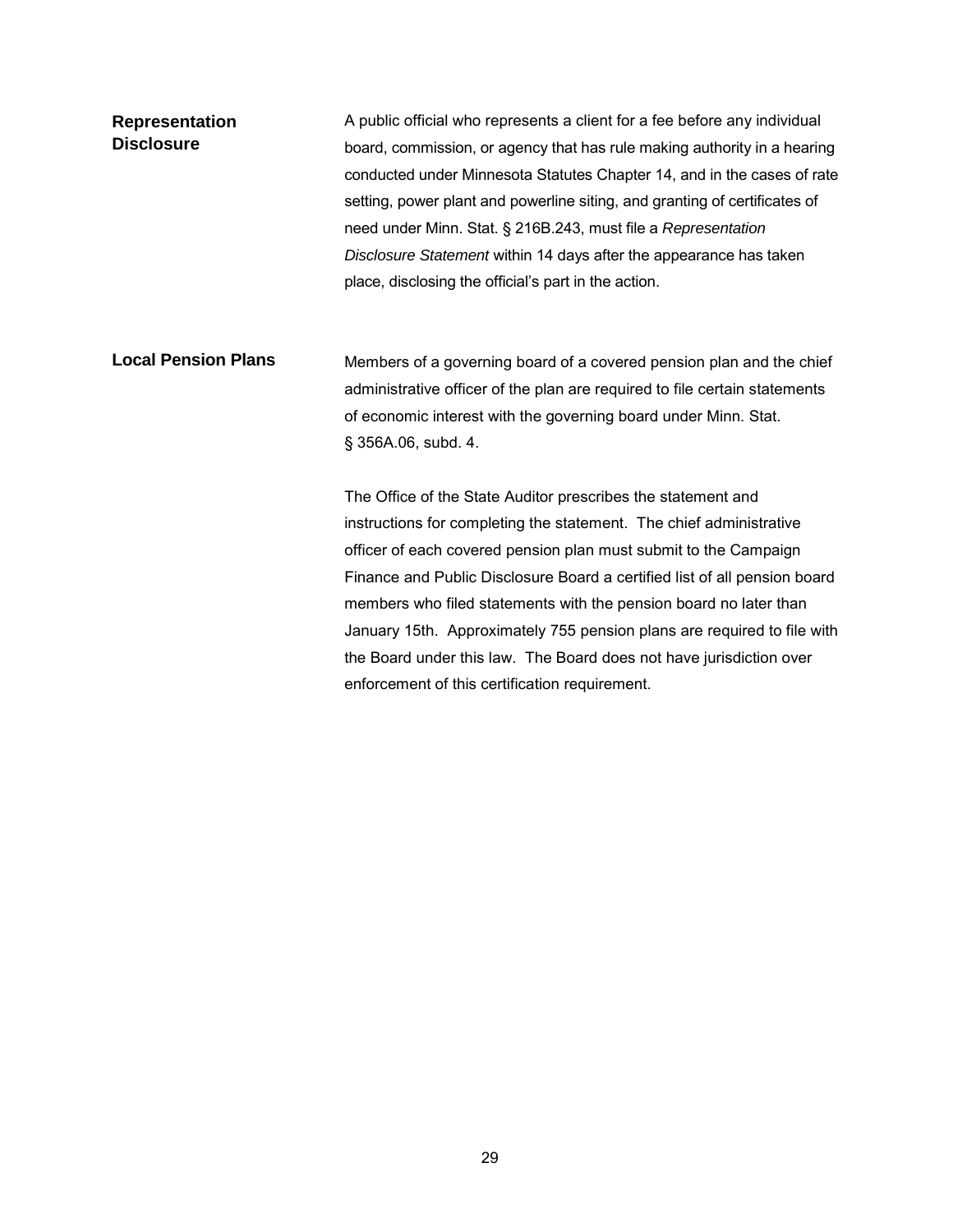## Representation Disclosure

A public official who represents a client for a fee before any individual board, commission, or agency that has rule making authority in a hearing conducted under Minnesota Statutes Chapter 14, and in the cases of rate setting, power plant and powerline siting, and granting of certificates of need under Minn. Stat. § 216B.243, must file a *Representation Disclosure Statement* within 14 days after the appearance has taken place, disclosing the official's part in the action.

## Local Pension Plans

Members of a governing board of a covered pension plan and the chief administrative officer of the plan are required to file certain statements of economic interest with the governing board under Minn. Stat. § 356A.06, subd. 4.

The Office of the State Auditor prescribes the statement and instructions for completing the statement. The chief administrative officer of each covered pension plan must submit to the Campaign Finance and Public Disclosure Board a certified list of all pension board members who filed statements with the pension board no later than January 15th. Approximately 755 pension plans are required to file with the Board under this law. The Board does not have jurisdiction over enforcement of this certification requirement.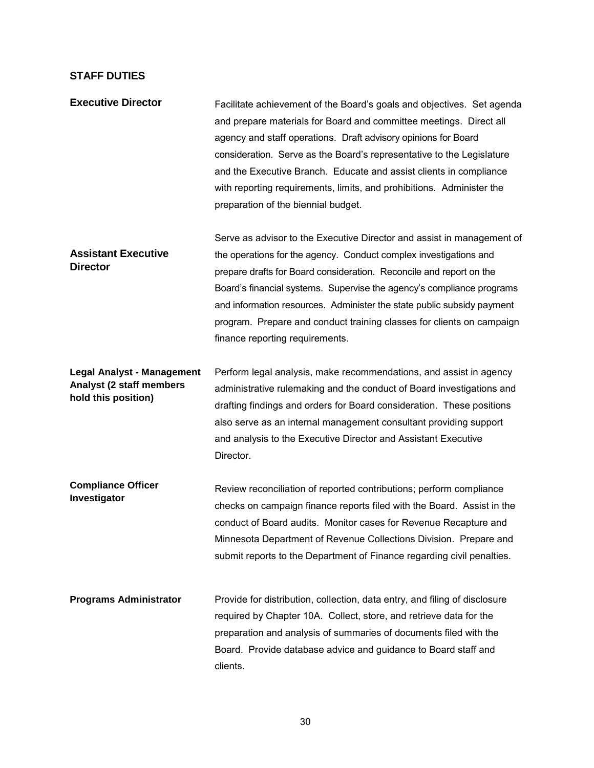## STAFF DUTIES

| | |
|---|---|
| **Executive Director** | Facilitate achievement of the Board's goals and objectives. Set agenda and prepare materials for Board and committee meetings. Direct all agency and staff operations. Draft advisory opinions for Board consideration. Serve as the Board's representative to the Legislature and the Executive Branch. Educate and assist clients in compliance with reporting requirements, limits, and prohibitions. Administer the preparation of the biennial budget. |
| **Assistant Executive Director** | Serve as advisor to the Executive Director and assist in management of the operations for the agency. Conduct complex investigations and prepare drafts for Board consideration. Reconcile and report on the Board's financial systems. Supervise the agency's compliance programs and information resources. Administer the state public subsidy payment program. Prepare and conduct training classes for clients on campaign finance reporting requirements. |
| **Legal Analyst - Management Analyst (2 staff members hold this position)** | Perform legal analysis, make recommendations, and assist in agency administrative rulemaking and the conduct of Board investigations and drafting findings and orders for Board consideration. These positions also serve as an internal management consultant providing support and analysis to the Executive Director and Assistant Executive Director. |
| **Compliance Officer Investigator** | Review reconciliation of reported contributions; perform compliance checks on campaign finance reports filed with the Board. Assist in the conduct of Board audits. Monitor cases for Revenue Recapture and Minnesota Department of Revenue Collections Division. Prepare and submit reports to the Department of Finance regarding civil penalties. |
| **Programs Administrator** | Provide for distribution, collection, data entry, and filing of disclosure required by Chapter 10A. Collect, store, and retrieve data for the preparation and analysis of summaries of documents filed with the Board. Provide database advice and guidance to Board staff and clients. |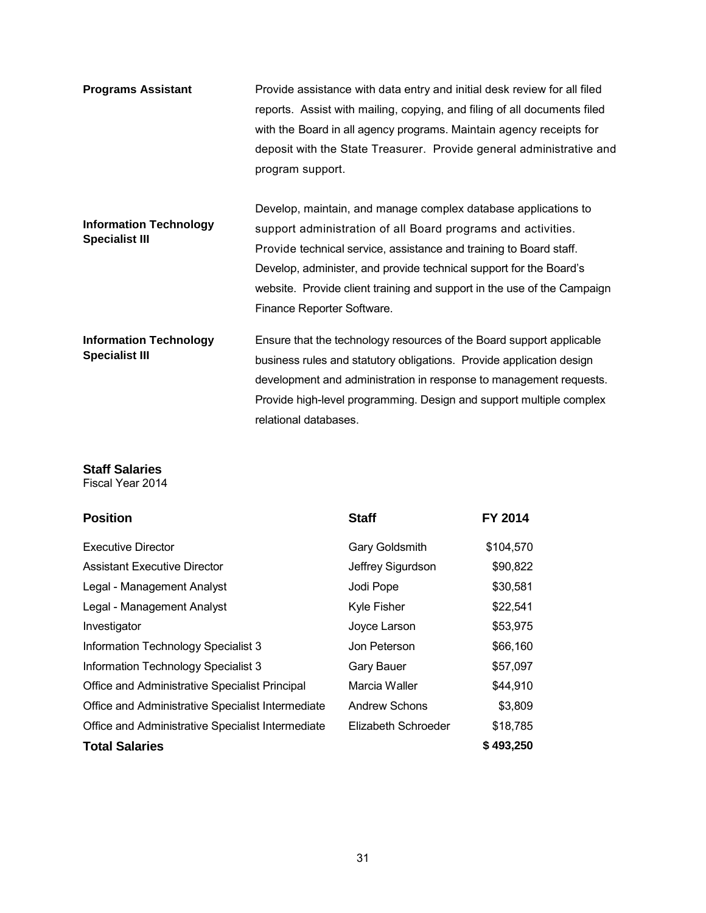**Programs Assistant**

Provide assistance with data entry and initial desk review for all filed reports. Assist with mailing, copying, and filing of all documents filed with the Board in all agency programs. Maintain agency receipts for deposit with the State Treasurer. Provide general administrative and program support.

**Information Technology Specialist III**

Develop, maintain, and manage complex database applications to support administration of all Board programs and activities. Provide technical service, assistance and training to Board staff. Develop, administer, and provide technical support for the Board's website. Provide client training and support in the use of the Campaign Finance Reporter Software.

**Information Technology Specialist III**

Ensure that the technology resources of the Board support applicable business rules and statutory obligations. Provide application design development and administration in response to management requests. Provide high-level programming. Design and support multiple complex relational databases.

## Staff Salaries

Fiscal Year 2014

| Position | Staff | FY 2014 |
|---|---|---|
| Executive Director | Gary Goldsmith | $104,570 |
| Assistant Executive Director | Jeffrey Sigurdson | $90,822 |
| Legal - Management Analyst | Jodi Pope | $30,581 |
| Legal - Management Analyst | Kyle Fisher | $22,541 |
| Investigator | Joyce Larson | $53,975 |
| Information Technology Specialist 3 | Jon Peterson | $66,160 |
| Information Technology Specialist 3 | Gary Bauer | $57,097 |
| Office and Administrative Specialist Principal | Marcia Waller | $44,910 |
| Office and Administrative Specialist Intermediate | Andrew Schons | $3,809 |
| Office and Administrative Specialist Intermediate | Elizabeth Schroeder | $18,785 |
| **Total Salaries** | | **$ 493,250** |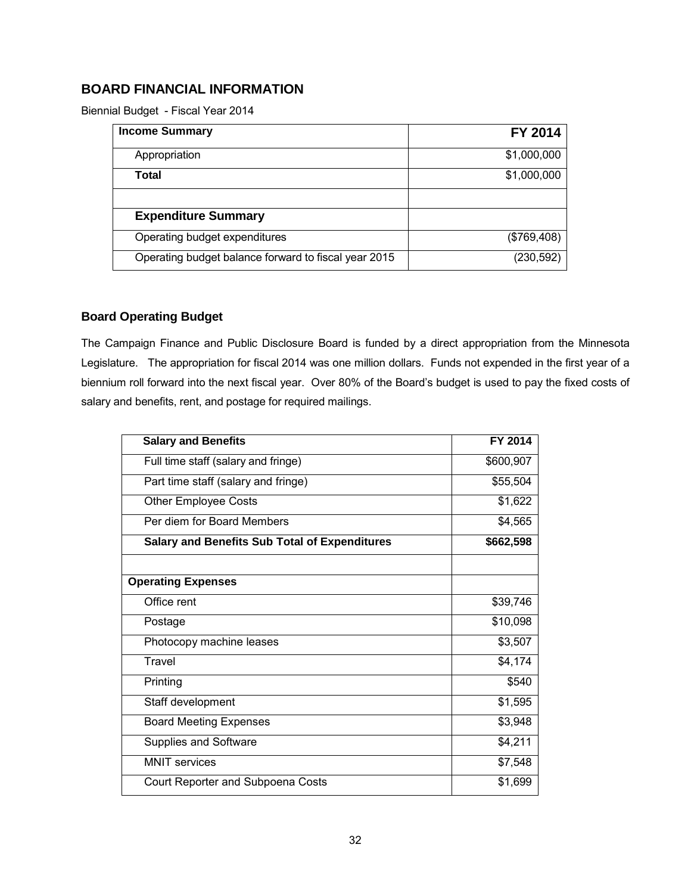## BOARD FINANCIAL INFORMATION

Biennial Budget - Fiscal Year 2014

| **Income Summary** | **FY 2014** |
| --- | --- |
| Appropriation | $1,000,000 |
| **Total** | $1,000,000 |
| | |
| **Expenditure Summary** | |
| Operating budget expenditures | ($769,408) |
| Operating budget balance forward to fiscal year 2015 | (230,592) |

### Board Operating Budget

The Campaign Finance and Public Disclosure Board is funded by a direct appropriation from the Minnesota Legislature. The appropriation for fiscal 2014 was one million dollars. Funds not expended in the first year of a biennium roll forward into the next fiscal year. Over 80% of the Board's budget is used to pay the fixed costs of salary and benefits, rent, and postage for required mailings.

| **Salary and Benefits** | **FY 2014** |
| --- | --- |
| Full time staff (salary and fringe) | $600,907 |
| Part time staff (salary and fringe) | $55,504 |
| Other Employee Costs | $1,622 |
| Per diem for Board Members | $4,565 |
| **Salary and Benefits Sub Total of Expenditures** | **$662,598** |
| | |
| **Operating Expenses** | |
| Office rent | $39,746 |
| Postage | $10,098 |
| Photocopy machine leases | $3,507 |
| Travel | $4,174 |
| Printing | $540 |
| Staff development | $1,595 |
| Board Meeting Expenses | $3,948 |
| Supplies and Software | $4,211 |
| MNIT services | $7,548 |
| Court Reporter and Subpoena Costs | $1,699 |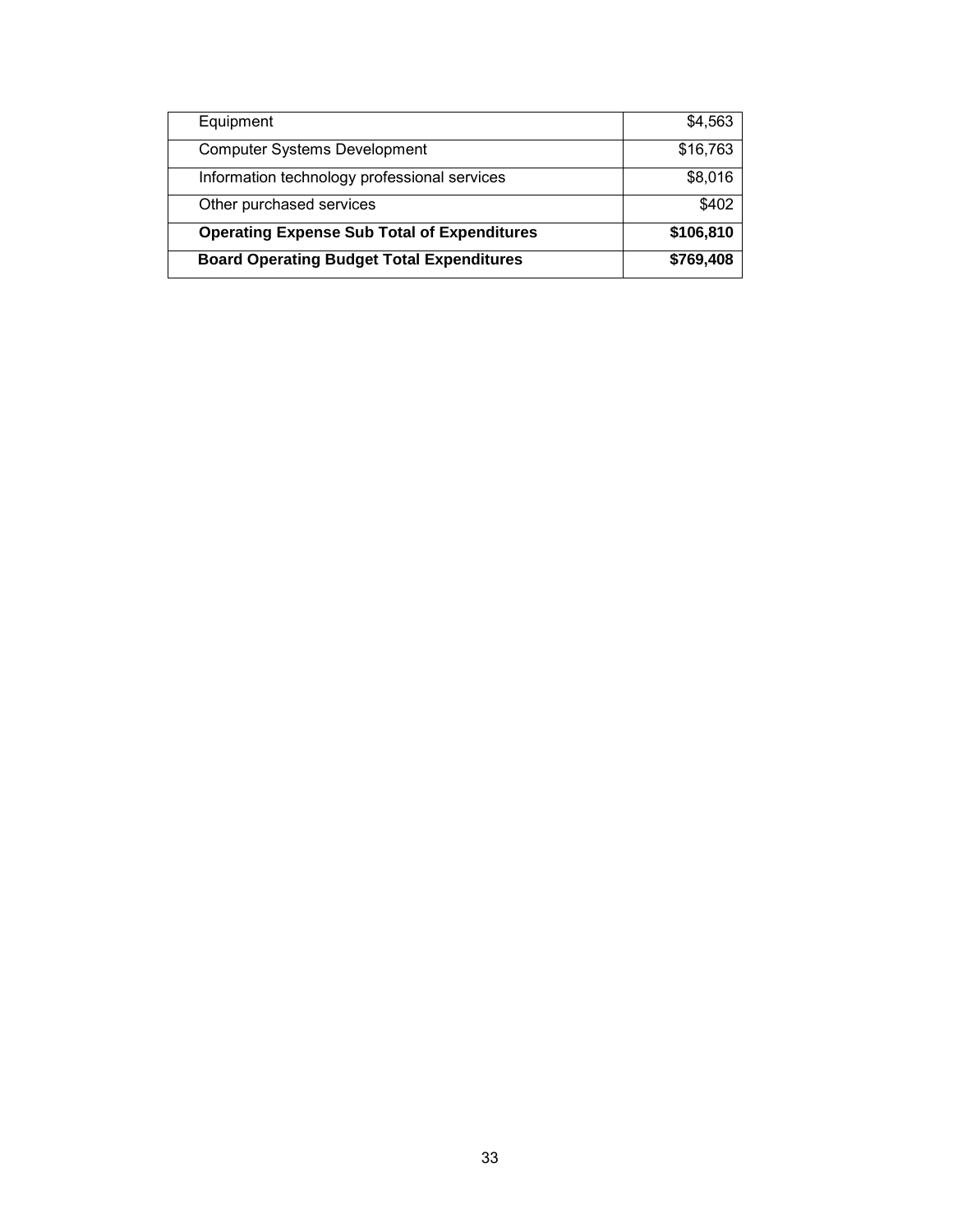| | |
|---|---|
| Equipment | $4,563 |
| Computer Systems Development | $16,763 |
| Information technology professional services | $8,016 |
| Other purchased services | $402 |
| **Operating Expense Sub Total of Expenditures** | **$106,810** |
| **Board Operating Budget Total Expenditures** | **$769,408** |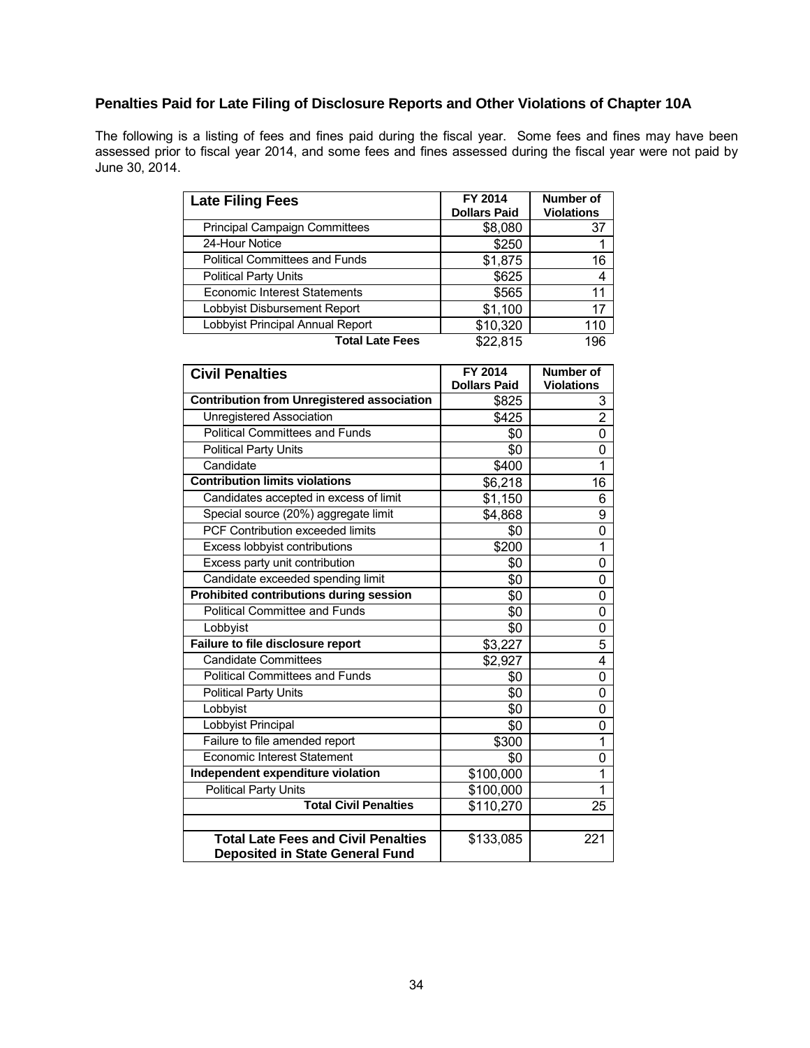## Penalties Paid for Late Filing of Disclosure Reports and Other Violations of Chapter 10A

The following is a listing of fees and fines paid during the fiscal year. Some fees and fines may have been assessed prior to fiscal year 2014, and some fees and fines assessed during the fiscal year were not paid by June 30, 2014.

| **Late Filing Fees** | **FY 2014 Dollars Paid** | **Number of Violations** |
|---|---|---|
| Principal Campaign Committees | $8,080 | 37 |
| 24-Hour Notice | $250 | 1 |
| Political Committees and Funds | $1,875 | 16 |
| Political Party Units | $625 | 4 |
| Economic Interest Statements | $565 | 11 |
| Lobbyist Disbursement Report | $1,100 | 17 |
| Lobbyist Principal Annual Report | $10,320 | 110 |
| **Total Late Fees** | $22,815 | 196 |

| **Civil Penalties** | **FY 2014 Dollars Paid** | **Number of Violations** |
|---|---|---|
| **Contribution from Unregistered association** | $825 | 3 |
| Unregistered Association | $425 | 2 |
| Political Committees and Funds | $0 | 0 |
| Political Party Units | $0 | 0 |
| Candidate | $400 | 1 |
| **Contribution limits violations** | $6,218 | 16 |
| Candidates accepted in excess of limit | $1,150 | 6 |
| Special source (20%) aggregate limit | $4,868 | 9 |
| PCF Contribution exceeded limits | $0 | 0 |
| Excess lobbyist contributions | $200 | 1 |
| Excess party unit contribution | $0 | 0 |
| Candidate exceeded spending limit | $0 | 0 |
| **Prohibited contributions during session** | $0 | 0 |
| Political Committee and Funds | $0 | 0 |
| Lobbyist | $0 | 0 |
| **Failure to file disclosure report** | $3,227 | 5 |
| Candidate Committees | $2,927 | 4 |
| Political Committees and Funds | $0 | 0 |
| Political Party Units | $0 | 0 |
| Lobbyist | $0 | 0 |
| Lobbyist Principal | $0 | 0 |
| Failure to file amended report | $300 | 1 |
| Economic Interest Statement | $0 | 0 |
| **Independent expenditure violation** | $100,000 | 1 |
| Political Party Units | $100,000 | 1 |
| **Total Civil Penalties** | $110,270 | 25 |
| | | |
| **Total Late Fees and Civil Penalties Deposited in State General Fund** | $133,085 | 221 |